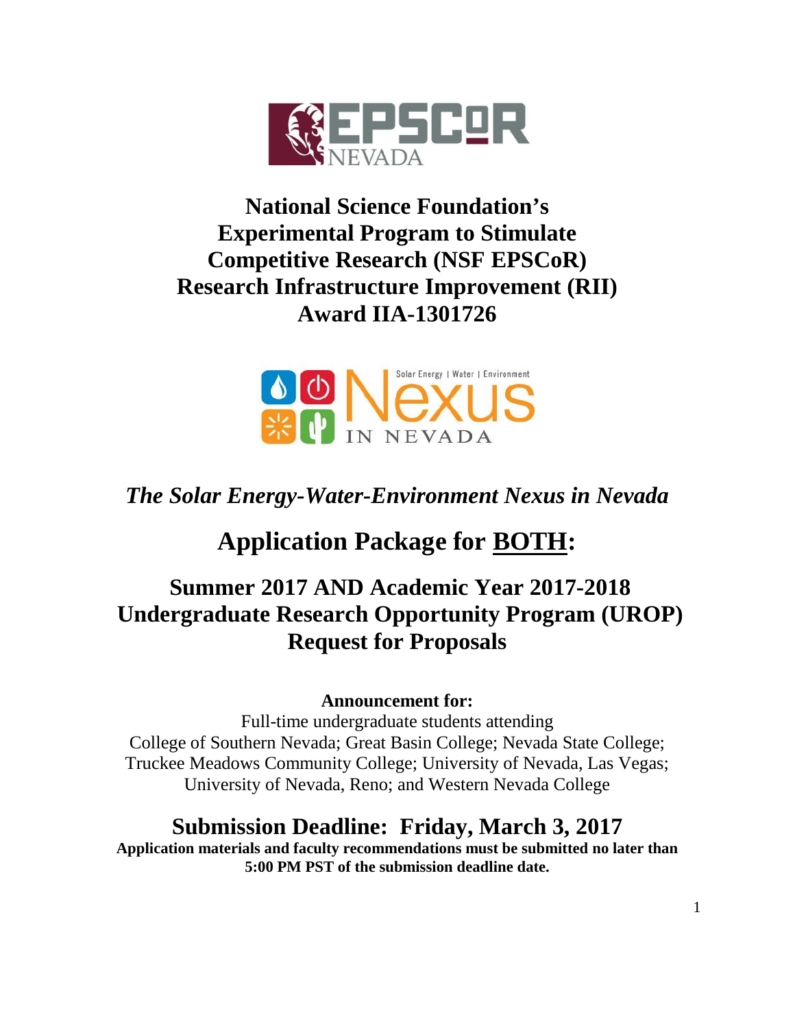# National Science Foundation's Experimental Program to Stimulate Competitive Research (NSF EPSCoR) Research Infrastructure Improvement (RII) Award IIA-1301726

*The Solar Energy-Water-Environment Nexus in Nevada*

# Application Package for BOTH:

## Summer 2017 AND Academic Year 2017-2018 Undergraduate Research Opportunity Program (UROP) Request for Proposals

**Announcement for:**

Full-time undergraduate students attending College of Southern Nevada; Great Basin College; Nevada State College; Truckee Meadows Community College; University of Nevada, Las Vegas; University of Nevada, Reno; and Western Nevada College

## Submission Deadline: Friday, March 3, 2017

**Application materials and faculty recommendations must be submitted no later than 5:00 PM PST of the submission deadline date.**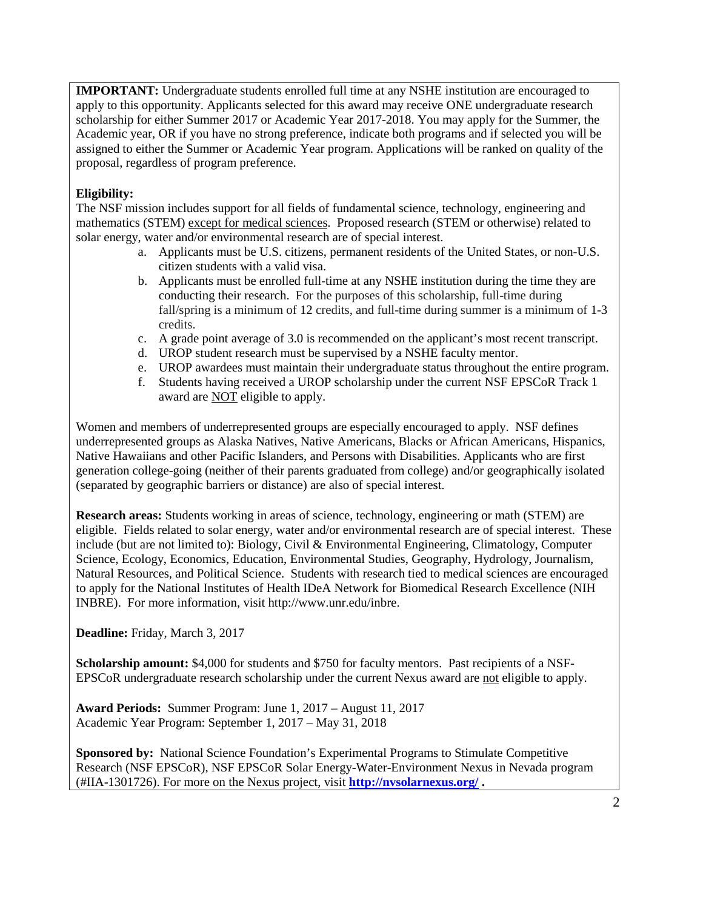**IMPORTANT:** Undergraduate students enrolled full time at any NSHE institution are encouraged to apply to this opportunity. Applicants selected for this award may receive ONE undergraduate research scholarship for either Summer 2017 or Academic Year 2017-2018. You may apply for the Summer, the Academic year, OR if you have no strong preference, indicate both programs and if selected you will be assigned to either the Summer or Academic Year program. Applications will be ranked on quality of the proposal, regardless of program preference.

**Eligibility:**

The NSF mission includes support for all fields of fundamental science, technology, engineering and mathematics (STEM) except for medical sciences. Proposed research (STEM or otherwise) related to solar energy, water and/or environmental research are of special interest.

a. Applicants must be U.S. citizens, permanent residents of the United States, or non-U.S. citizen students with a valid visa.
b. Applicants must be enrolled full-time at any NSHE institution during the time they are conducting their research. For the purposes of this scholarship, full-time during fall/spring is a minimum of 12 credits, and full-time during summer is a minimum of 1-3 credits.
c. A grade point average of 3.0 is recommended on the applicant's most recent transcript.
d. UROP student research must be supervised by a NSHE faculty mentor.
e. UROP awardees must maintain their undergraduate status throughout the entire program.
f. Students having received a UROP scholarship under the current NSF EPSCoR Track 1 award are NOT eligible to apply.

Women and members of underrepresented groups are especially encouraged to apply. NSF defines underrepresented groups as Alaska Natives, Native Americans, Blacks or African Americans, Hispanics, Native Hawaiians and other Pacific Islanders, and Persons with Disabilities. Applicants who are first generation college-going (neither of their parents graduated from college) and/or geographically isolated (separated by geographic barriers or distance) are also of special interest.

**Research areas:** Students working in areas of science, technology, engineering or math (STEM) are eligible. Fields related to solar energy, water and/or environmental research are of special interest. These include (but are not limited to): Biology, Civil & Environmental Engineering, Climatology, Computer Science, Ecology, Economics, Education, Environmental Studies, Geography, Hydrology, Journalism, Natural Resources, and Political Science. Students with research tied to medical sciences are encouraged to apply for the National Institutes of Health IDeA Network for Biomedical Research Excellence (NIH INBRE). For more information, visit http://www.unr.edu/inbre.

**Deadline:** Friday, March 3, 2017

**Scholarship amount:** $4,000 for students and $750 for faculty mentors. Past recipients of a NSF-EPSCoR undergraduate research scholarship under the current Nexus award are not eligible to apply.

**Award Periods:** Summer Program: June 1, 2017 – August 11, 2017
Academic Year Program: September 1, 2017 – May 31, 2018

**Sponsored by:** National Science Foundation's Experimental Programs to Stimulate Competitive Research (NSF EPSCoR), NSF EPSCoR Solar Energy-Water-Environment Nexus in Nevada program (#IIA-1301726). For more on the Nexus project, visit **http://nvsolarnexus.org/** .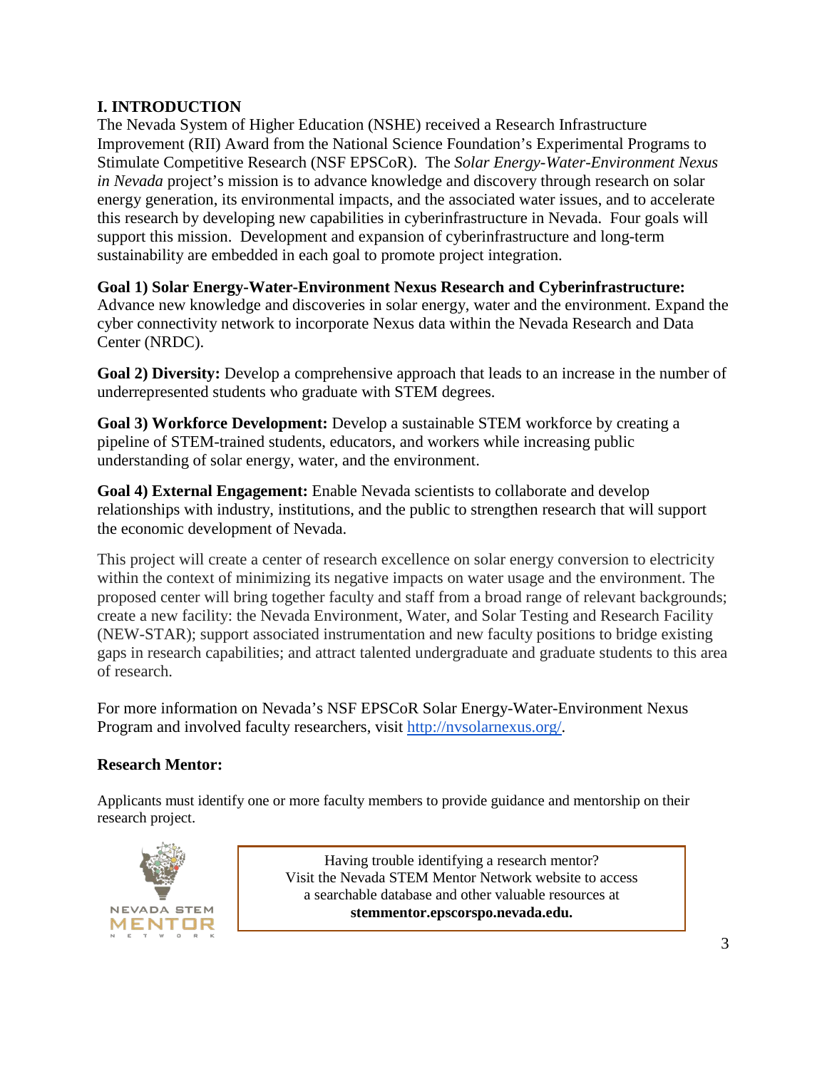## I. INTRODUCTION

The Nevada System of Higher Education (NSHE) received a Research Infrastructure Improvement (RII) Award from the National Science Foundation's Experimental Programs to Stimulate Competitive Research (NSF EPSCoR). The *Solar Energy-Water-Environment Nexus in Nevada* project's mission is to advance knowledge and discovery through research on solar energy generation, its environmental impacts, and the associated water issues, and to accelerate this research by developing new capabilities in cyberinfrastructure in Nevada. Four goals will support this mission. Development and expansion of cyberinfrastructure and long-term sustainability are embedded in each goal to promote project integration.

**Goal 1) Solar Energy-Water-Environment Nexus Research and Cyberinfrastructure:** Advance new knowledge and discoveries in solar energy, water and the environment. Expand the cyber connectivity network to incorporate Nexus data within the Nevada Research and Data Center (NRDC).

**Goal 2) Diversity:** Develop a comprehensive approach that leads to an increase in the number of underrepresented students who graduate with STEM degrees.

**Goal 3) Workforce Development:** Develop a sustainable STEM workforce by creating a pipeline of STEM-trained students, educators, and workers while increasing public understanding of solar energy, water, and the environment.

**Goal 4) External Engagement:** Enable Nevada scientists to collaborate and develop relationships with industry, institutions, and the public to strengthen research that will support the economic development of Nevada.

This project will create a center of research excellence on solar energy conversion to electricity within the context of minimizing its negative impacts on water usage and the environment. The proposed center will bring together faculty and staff from a broad range of relevant backgrounds; create a new facility: the Nevada Environment, Water, and Solar Testing and Research Facility (NEW-STAR); support associated instrumentation and new faculty positions to bridge existing gaps in research capabilities; and attract talented undergraduate and graduate students to this area of research.

For more information on Nevada's NSF EPSCoR Solar Energy-Water-Environment Nexus Program and involved faculty researchers, visit http://nvsolarnexus.org/.

### Research Mentor:

Applicants must identify one or more faculty members to provide guidance and mentorship on their research project.

NEVADA STEM MENTOR NETWORK

Having trouble identifying a research mentor?
Visit the Nevada STEM Mentor Network website to access a searchable database and other valuable resources at **stemmentor.epscorspo.nevada.edu.**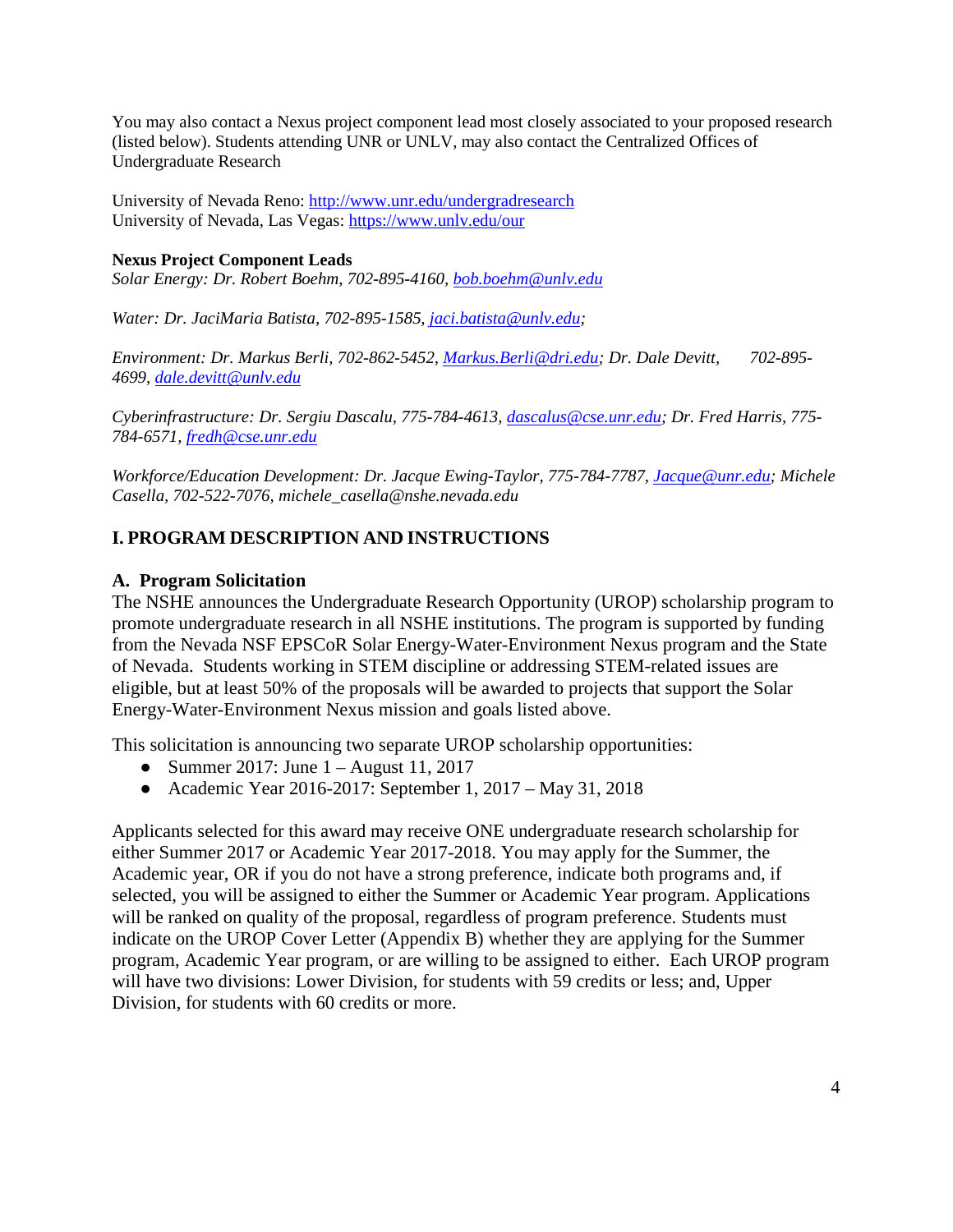You may also contact a Nexus project component lead most closely associated to your proposed research (listed below). Students attending UNR or UNLV, may also contact the Centralized Offices of Undergraduate Research

University of Nevada Reno: http://www.unr.edu/undergradresearch
University of Nevada, Las Vegas: https://www.unlv.edu/our

**Nexus Project Component Leads**
*Solar Energy: Dr. Robert Boehm, 702-895-4160, bob.boehm@unlv.edu*

*Water: Dr. JaciMaria Batista, 702-895-1585, jaci.batista@unlv.edu;*

*Environment: Dr. Markus Berli, 702-862-5452, Markus.Berli@dri.edu; Dr. Dale Devitt, 702-895-4699, dale.devitt@unlv.edu*

*Cyberinfrastructure: Dr. Sergiu Dascalu, 775-784-4613, dascalus@cse.unr.edu; Dr. Fred Harris, 775-784-6571, fredh@cse.unr.edu*

*Workforce/Education Development: Dr. Jacque Ewing-Taylor, 775-784-7787, Jacque@unr.edu; Michele Casella, 702-522-7076, michele_casella@nshe.nevada.edu*

## I. PROGRAM DESCRIPTION AND INSTRUCTIONS

### A. Program Solicitation

The NSHE announces the Undergraduate Research Opportunity (UROP) scholarship program to promote undergraduate research in all NSHE institutions. The program is supported by funding from the Nevada NSF EPSCoR Solar Energy-Water-Environment Nexus program and the State of Nevada. Students working in STEM discipline or addressing STEM-related issues are eligible, but at least 50% of the proposals will be awarded to projects that support the Solar Energy-Water-Environment Nexus mission and goals listed above.

This solicitation is announcing two separate UROP scholarship opportunities:

- Summer 2017: June 1 – August 11, 2017
- Academic Year 2016-2017: September 1, 2017 – May 31, 2018

Applicants selected for this award may receive ONE undergraduate research scholarship for either Summer 2017 or Academic Year 2017-2018. You may apply for the Summer, the Academic year, OR if you do not have a strong preference, indicate both programs and, if selected, you will be assigned to either the Summer or Academic Year program. Applications will be ranked on quality of the proposal, regardless of program preference. Students must indicate on the UROP Cover Letter (Appendix B) whether they are applying for the Summer program, Academic Year program, or are willing to be assigned to either. Each UROP program will have two divisions: Lower Division, for students with 59 credits or less; and, Upper Division, for students with 60 credits or more.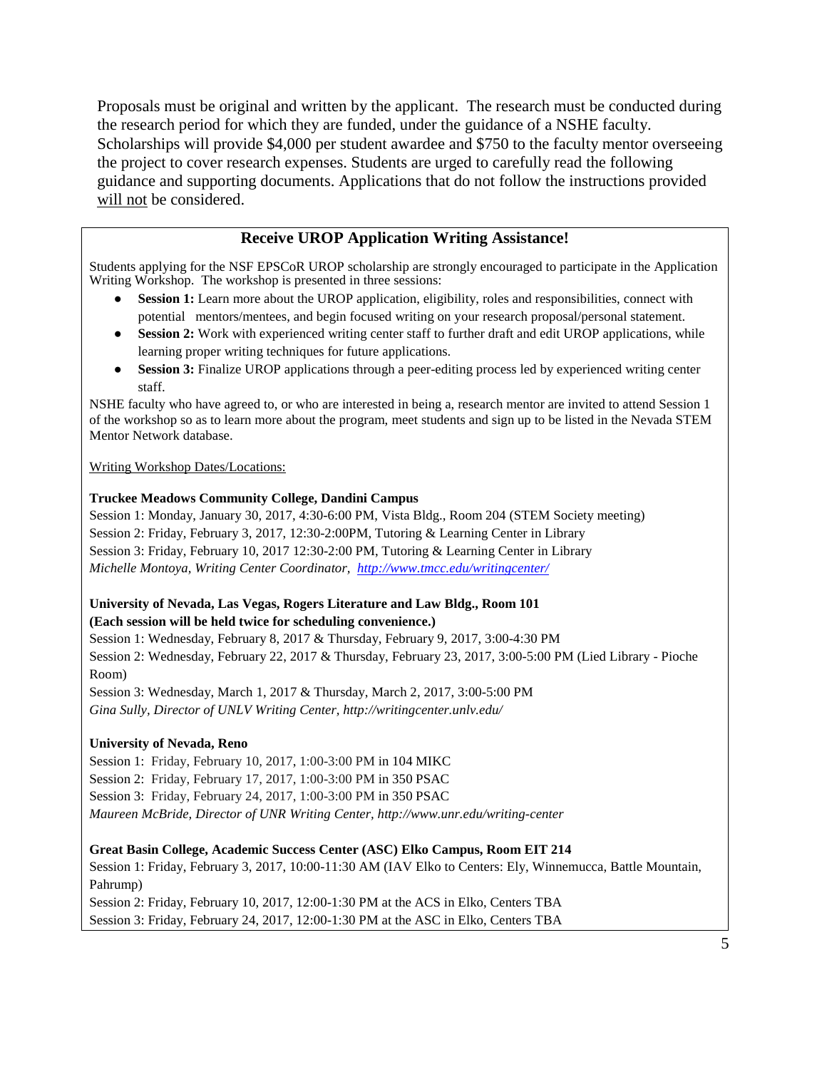Proposals must be original and written by the applicant. The research must be conducted during the research period for which they are funded, under the guidance of a NSHE faculty. Scholarships will provide $4,000 per student awardee and $750 to the faculty mentor overseeing the project to cover research expenses. Students are urged to carefully read the following guidance and supporting documents. Applications that do not follow the instructions provided will not be considered.

## Receive UROP Application Writing Assistance!

Students applying for the NSF EPSCoR UROP scholarship are strongly encouraged to participate in the Application Writing Workshop. The workshop is presented in three sessions:

- **Session 1:** Learn more about the UROP application, eligibility, roles and responsibilities, connect with potential mentors/mentees, and begin focused writing on your research proposal/personal statement.
- **Session 2:** Work with experienced writing center staff to further draft and edit UROP applications, while learning proper writing techniques for future applications.
- **Session 3:** Finalize UROP applications through a peer-editing process led by experienced writing center staff.

NSHE faculty who have agreed to, or who are interested in being a, research mentor are invited to attend Session 1 of the workshop so as to learn more about the program, meet students and sign up to be listed in the Nevada STEM Mentor Network database.

Writing Workshop Dates/Locations:

**Truckee Meadows Community College, Dandini Campus**
Session 1: Monday, January 30, 2017, 4:30-6:00 PM, Vista Bldg., Room 204 (STEM Society meeting)
Session 2: Friday, February 3, 2017, 12:30-2:00PM, Tutoring & Learning Center in Library
Session 3: Friday, February 10, 2017 12:30-2:00 PM, Tutoring & Learning Center in Library
*Michelle Montoya, Writing Center Coordinator, http://www.tmcc.edu/writingcenter/*

**University of Nevada, Las Vegas, Rogers Literature and Law Bldg., Room 101**
**(Each session will be held twice for scheduling convenience.)**
Session 1: Wednesday, February 8, 2017 & Thursday, February 9, 2017, 3:00-4:30 PM
Session 2: Wednesday, February 22, 2017 & Thursday, February 23, 2017, 3:00-5:00 PM (Lied Library - Pioche Room)
Session 3: Wednesday, March 1, 2017 & Thursday, March 2, 2017, 3:00-5:00 PM
*Gina Sully, Director of UNLV Writing Center, http://writingcenter.unlv.edu/*

**University of Nevada, Reno**
Session 1: Friday, February 10, 2017, 1:00-3:00 PM in 104 MIKC
Session 2: Friday, February 17, 2017, 1:00-3:00 PM in 350 PSAC
Session 3: Friday, February 24, 2017, 1:00-3:00 PM in 350 PSAC
*Maureen McBride, Director of UNR Writing Center, http://www.unr.edu/writing-center*

**Great Basin College, Academic Success Center (ASC) Elko Campus, Room EIT 214**
Session 1: Friday, February 3, 2017, 10:00-11:30 AM (IAV Elko to Centers: Ely, Winnemucca, Battle Mountain, Pahrump)
Session 2: Friday, February 10, 2017, 12:00-1:30 PM at the ACS in Elko, Centers TBA
Session 3: Friday, February 24, 2017, 12:00-1:30 PM at the ASC in Elko, Centers TBA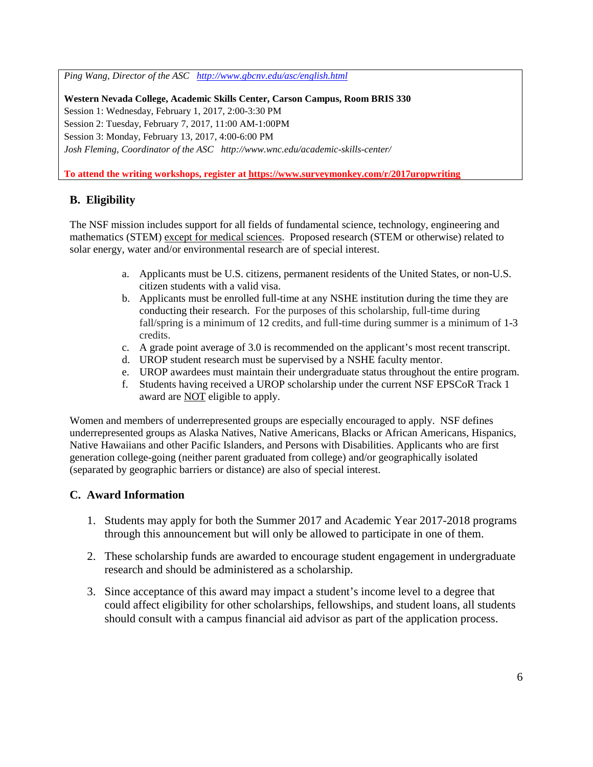*Ping Wang, Director of the ASC   http://www.gbcnv.edu/asc/english.html*

**Western Nevada College, Academic Skills Center, Carson Campus, Room BRIS 330**
Session 1: Wednesday, February 1, 2017, 2:00-3:30 PM
Session 2: Tuesday, February 7, 2017, 11:00 AM-1:00PM
Session 3: Monday, February 13, 2017, 4:00-6:00 PM
*Josh Fleming, Coordinator of the ASC   http://www.wnc.edu/academic-skills-center/*

**To attend the writing workshops, register at https://www.surveymonkey.com/r/2017uropwriting**

## B. Eligibility

The NSF mission includes support for all fields of fundamental science, technology, engineering and mathematics (STEM) except for medical sciences. Proposed research (STEM or otherwise) related to solar energy, water and/or environmental research are of special interest.

a. Applicants must be U.S. citizens, permanent residents of the United States, or non-U.S. citizen students with a valid visa.
b. Applicants must be enrolled full-time at any NSHE institution during the time they are conducting their research. For the purposes of this scholarship, full-time during fall/spring is a minimum of 12 credits, and full-time during summer is a minimum of 1-3 credits.
c. A grade point average of 3.0 is recommended on the applicant's most recent transcript.
d. UROP student research must be supervised by a NSHE faculty mentor.
e. UROP awardees must maintain their undergraduate status throughout the entire program.
f. Students having received a UROP scholarship under the current NSF EPSCoR Track 1 award are NOT eligible to apply.

Women and members of underrepresented groups are especially encouraged to apply. NSF defines underrepresented groups as Alaska Natives, Native Americans, Blacks or African Americans, Hispanics, Native Hawaiians and other Pacific Islanders, and Persons with Disabilities. Applicants who are first generation college-going (neither parent graduated from college) and/or geographically isolated (separated by geographic barriers or distance) are also of special interest.

## C. Award Information

1. Students may apply for both the Summer 2017 and Academic Year 2017-2018 programs through this announcement but will only be allowed to participate in one of them.

2. These scholarship funds are awarded to encourage student engagement in undergraduate research and should be administered as a scholarship.

3. Since acceptance of this award may impact a student's income level to a degree that could affect eligibility for other scholarships, fellowships, and student loans, all students should consult with a campus financial aid advisor as part of the application process.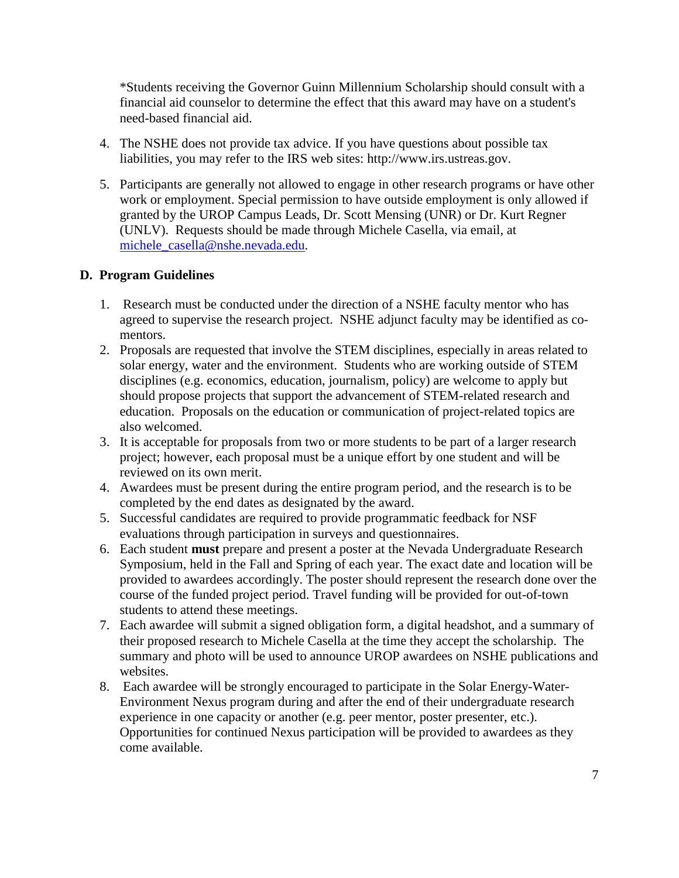*Students receiving the Governor Guinn Millennium Scholarship should consult with a financial aid counselor to determine the effect that this award may have on a student's need-based financial aid.

4. The NSHE does not provide tax advice. If you have questions about possible tax liabilities, you may refer to the IRS web sites: http://www.irs.ustreas.gov.

5. Participants are generally not allowed to engage in other research programs or have other work or employment. Special permission to have outside employment is only allowed if granted by the UROP Campus Leads, Dr. Scott Mensing (UNR) or Dr. Kurt Regner (UNLV). Requests should be made through Michele Casella, via email, at michele_casella@nshe.nevada.edu.

### D. Program Guidelines

1. Research must be conducted under the direction of a NSHE faculty mentor who has agreed to supervise the research project. NSHE adjunct faculty may be identified as co-mentors.
2. Proposals are requested that involve the STEM disciplines, especially in areas related to solar energy, water and the environment. Students who are working outside of STEM disciplines (e.g. economics, education, journalism, policy) are welcome to apply but should propose projects that support the advancement of STEM-related research and education. Proposals on the education or communication of project-related topics are also welcomed.
3. It is acceptable for proposals from two or more students to be part of a larger research project; however, each proposal must be a unique effort by one student and will be reviewed on its own merit.
4. Awardees must be present during the entire program period, and the research is to be completed by the end dates as designated by the award.
5. Successful candidates are required to provide programmatic feedback for NSF evaluations through participation in surveys and questionnaires.
6. Each student **must** prepare and present a poster at the Nevada Undergraduate Research Symposium, held in the Fall and Spring of each year. The exact date and location will be provided to awardees accordingly. The poster should represent the research done over the course of the funded project period. Travel funding will be provided for out-of-town students to attend these meetings.
7. Each awardee will submit a signed obligation form, a digital headshot, and a summary of their proposed research to Michele Casella at the time they accept the scholarship. The summary and photo will be used to announce UROP awardees on NSHE publications and websites.
8. Each awardee will be strongly encouraged to participate in the Solar Energy-Water-Environment Nexus program during and after the end of their undergraduate research experience in one capacity or another (e.g. peer mentor, poster presenter, etc.). Opportunities for continued Nexus participation will be provided to awardees as they come available.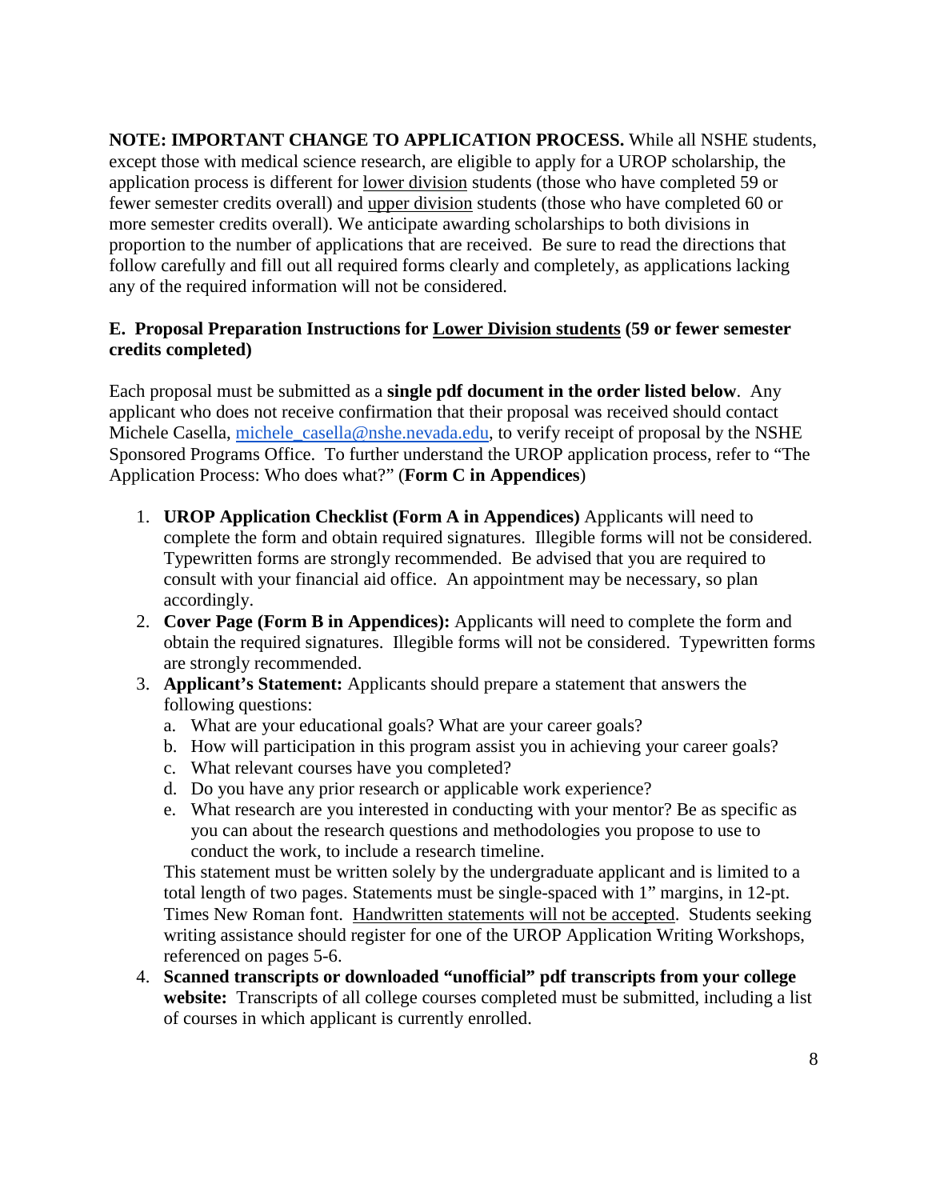**NOTE: IMPORTANT CHANGE TO APPLICATION PROCESS.** While all NSHE students, except those with medical science research, are eligible to apply for a UROP scholarship, the application process is different for lower division students (those who have completed 59 or fewer semester credits overall) and upper division students (those who have completed 60 or more semester credits overall). We anticipate awarding scholarships to both divisions in proportion to the number of applications that are received. Be sure to read the directions that follow carefully and fill out all required forms clearly and completely, as applications lacking any of the required information will not be considered.

### E. Proposal Preparation Instructions for Lower Division students (59 or fewer semester credits completed)

Each proposal must be submitted as a **single pdf document in the order listed below**. Any applicant who does not receive confirmation that their proposal was received should contact Michele Casella, [michele_casella@nshe.nevada.edu](mailto:michele_casella@nshe.nevada.edu), to verify receipt of proposal by the NSHE Sponsored Programs Office. To further understand the UROP application process, refer to "The Application Process: Who does what?" (**Form C in Appendices**)

1. **UROP Application Checklist (Form A in Appendices)** Applicants will need to complete the form and obtain required signatures. Illegible forms will not be considered. Typewritten forms are strongly recommended. Be advised that you are required to consult with your financial aid office. An appointment may be necessary, so plan accordingly.
2. **Cover Page (Form B in Appendices):** Applicants will need to complete the form and obtain the required signatures. Illegible forms will not be considered. Typewritten forms are strongly recommended.
3. **Applicant's Statement:** Applicants should prepare a statement that answers the following questions:
   a. What are your educational goals? What are your career goals?
   b. How will participation in this program assist you in achieving your career goals?
   c. What relevant courses have you completed?
   d. Do you have any prior research or applicable work experience?
   e. What research are you interested in conducting with your mentor? Be as specific as you can about the research questions and methodologies you propose to use to conduct the work, to include a research timeline.

   This statement must be written solely by the undergraduate applicant and is limited to a total length of two pages. Statements must be single-spaced with 1" margins, in 12-pt. Times New Roman font. Handwritten statements will not be accepted. Students seeking writing assistance should register for one of the UROP Application Writing Workshops, referenced on pages 5-6.
4. **Scanned transcripts or downloaded "unofficial" pdf transcripts from your college website:** Transcripts of all college courses completed must be submitted, including a list of courses in which applicant is currently enrolled.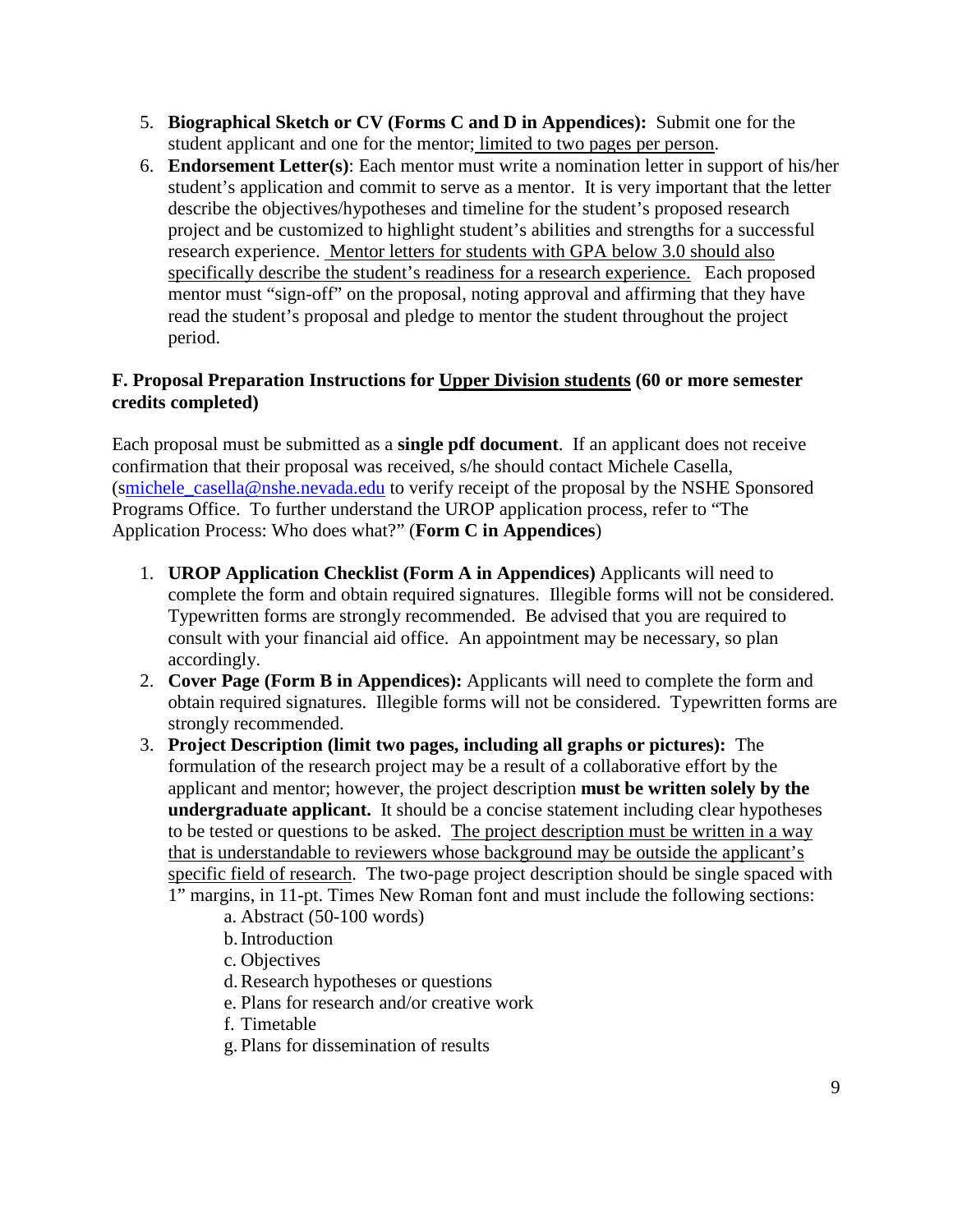5. **Biographical Sketch or CV (Forms C and D in Appendices):** Submit one for the student applicant and one for the mentor; limited to two pages per person.
6. **Endorsement Letter(s)**: Each mentor must write a nomination letter in support of his/her student's application and commit to serve as a mentor. It is very important that the letter describe the objectives/hypotheses and timeline for the student's proposed research project and be customized to highlight student's abilities and strengths for a successful research experience. Mentor letters for students with GPA below 3.0 should also specifically describe the student's readiness for a research experience. Each proposed mentor must "sign-off" on the proposal, noting approval and affirming that they have read the student's proposal and pledge to mentor the student throughout the project period.

### F. Proposal Preparation Instructions for Upper Division students (60 or more semester credits completed)

Each proposal must be submitted as a **single pdf document**. If an applicant does not receive confirmation that their proposal was received, s/he should contact Michele Casella, (smichele_casella@nshe.nevada.edu to verify receipt of the proposal by the NSHE Sponsored Programs Office. To further understand the UROP application process, refer to "The Application Process: Who does what?" (**Form C in Appendices**)

1. **UROP Application Checklist (Form A in Appendices)** Applicants will need to complete the form and obtain required signatures. Illegible forms will not be considered. Typewritten forms are strongly recommended. Be advised that you are required to consult with your financial aid office. An appointment may be necessary, so plan accordingly.
2. **Cover Page (Form B in Appendices):** Applicants will need to complete the form and obtain required signatures. Illegible forms will not be considered. Typewritten forms are strongly recommended.
3. **Project Description (limit two pages, including all graphs or pictures):** The formulation of the research project may be a result of a collaborative effort by the applicant and mentor; however, the project description **must be written solely by the undergraduate applicant.** It should be a concise statement including clear hypotheses to be tested or questions to be asked. The project description must be written in a way that is understandable to reviewers whose background may be outside the applicant's specific field of research. The two-page project description should be single spaced with 1" margins, in 11-pt. Times New Roman font and must include the following sections:
    a. Abstract (50-100 words)
    b. Introduction
    c. Objectives
    d. Research hypotheses or questions
    e. Plans for research and/or creative work
    f. Timetable
    g. Plans for dissemination of results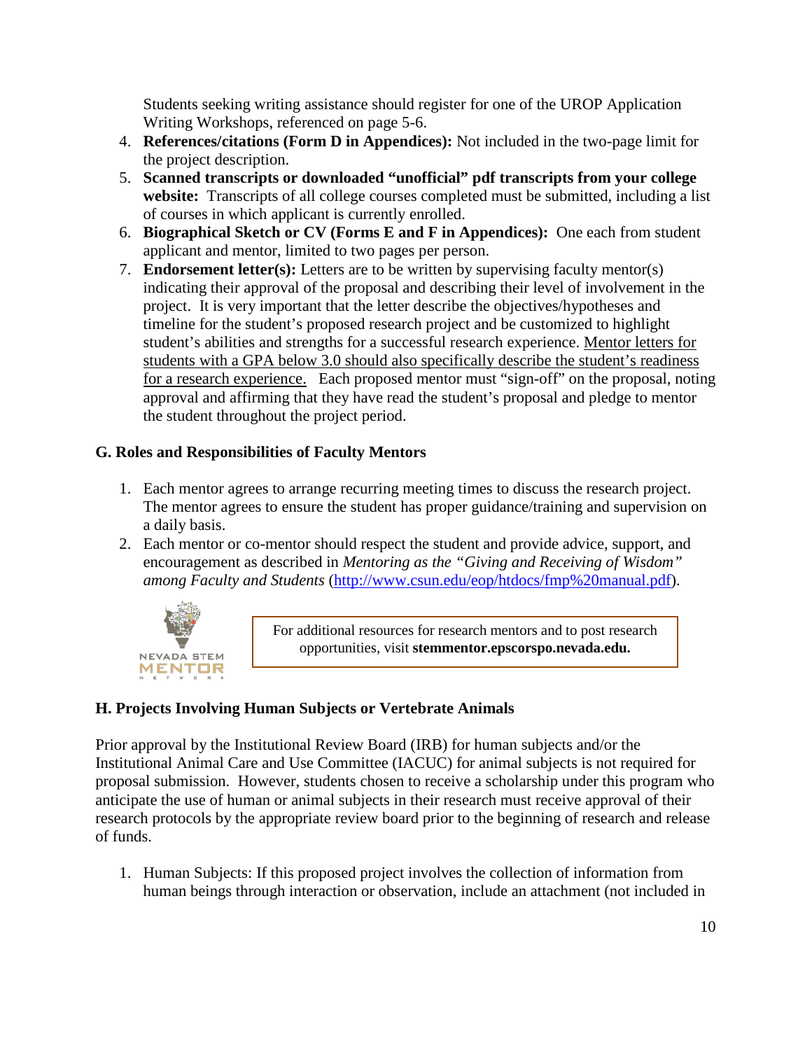Students seeking writing assistance should register for one of the UROP Application Writing Workshops, referenced on page 5-6.

4. **References/citations (Form D in Appendices):** Not included in the two-page limit for the project description.
5. **Scanned transcripts or downloaded "unofficial" pdf transcripts from your college website:** Transcripts of all college courses completed must be submitted, including a list of courses in which applicant is currently enrolled.
6. **Biographical Sketch or CV (Forms E and F in Appendices):** One each from student applicant and mentor, limited to two pages per person.
7. **Endorsement letter(s):** Letters are to be written by supervising faculty mentor(s) indicating their approval of the proposal and describing their level of involvement in the project. It is very important that the letter describe the objectives/hypotheses and timeline for the student's proposed research project and be customized to highlight student's abilities and strengths for a successful research experience. Mentor letters for students with a GPA below 3.0 should also specifically describe the student's readiness for a research experience. Each proposed mentor must "sign-off" on the proposal, noting approval and affirming that they have read the student's proposal and pledge to mentor the student throughout the project period.

### G. Roles and Responsibilities of Faculty Mentors

1. Each mentor agrees to arrange recurring meeting times to discuss the research project. The mentor agrees to ensure the student has proper guidance/training and supervision on a daily basis.
2. Each mentor or co-mentor should respect the student and provide advice, support, and encouragement as described in *Mentoring as the "Giving and Receiving of Wisdom" among Faculty and Students* (http://www.csun.edu/eop/htdocs/fmp%20manual.pdf).

NEVADA STEM MENTOR NETWORK

For additional resources for research mentors and to post research opportunities, visit **stemmentor.epscorspo.nevada.edu.**

### H. Projects Involving Human Subjects or Vertebrate Animals

Prior approval by the Institutional Review Board (IRB) for human subjects and/or the Institutional Animal Care and Use Committee (IACUC) for animal subjects is not required for proposal submission. However, students chosen to receive a scholarship under this program who anticipate the use of human or animal subjects in their research must receive approval of their research protocols by the appropriate review board prior to the beginning of research and release of funds.

1. Human Subjects: If this proposed project involves the collection of information from human beings through interaction or observation, include an attachment (not included in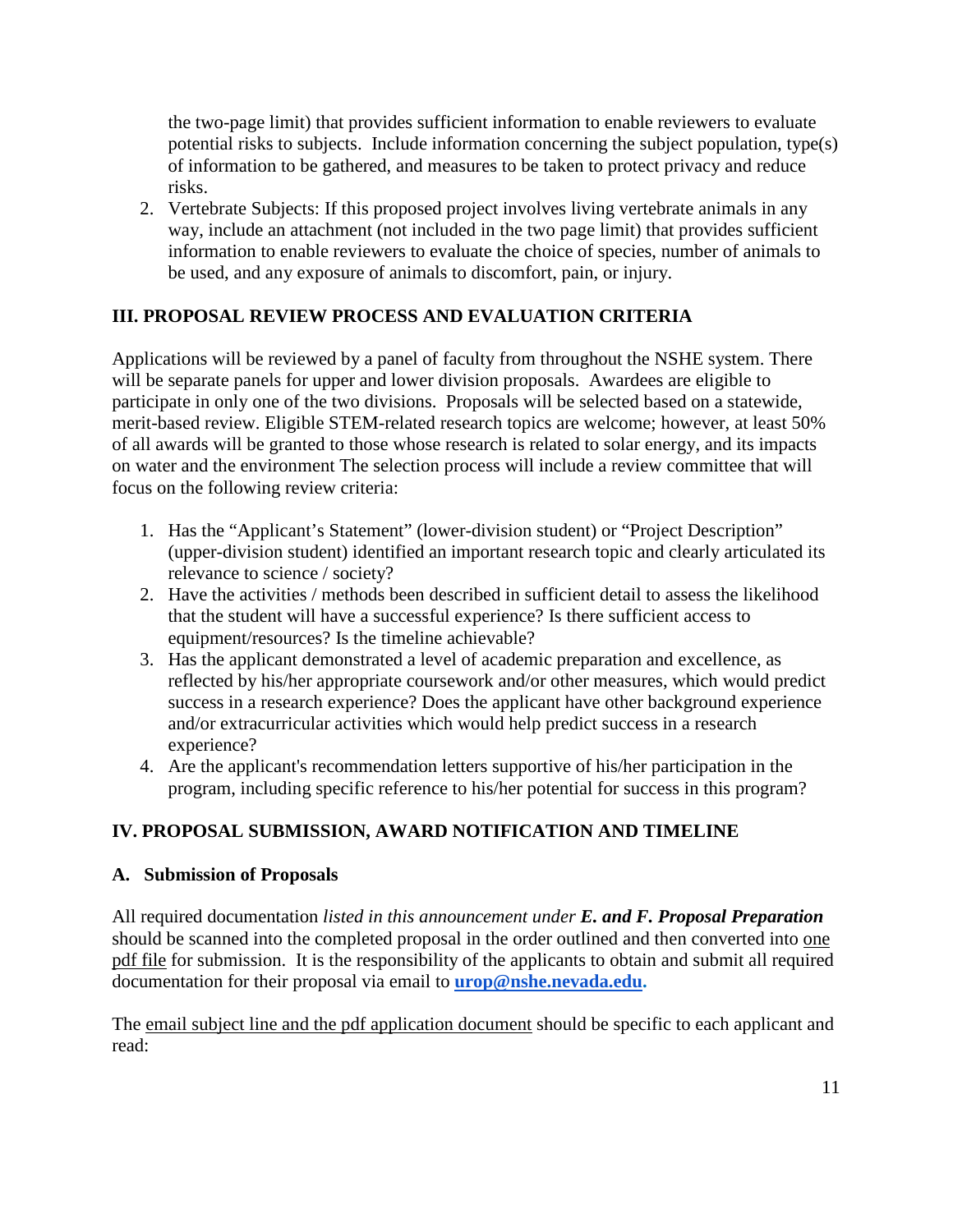the two-page limit) that provides sufficient information to enable reviewers to evaluate potential risks to subjects. Include information concerning the subject population, type(s) of information to be gathered, and measures to be taken to protect privacy and reduce risks.

2. Vertebrate Subjects: If this proposed project involves living vertebrate animals in any way, include an attachment (not included in the two page limit) that provides sufficient information to enable reviewers to evaluate the choice of species, number of animals to be used, and any exposure of animals to discomfort, pain, or injury.

## III. PROPOSAL REVIEW PROCESS AND EVALUATION CRITERIA

Applications will be reviewed by a panel of faculty from throughout the NSHE system. There will be separate panels for upper and lower division proposals. Awardees are eligible to participate in only one of the two divisions. Proposals will be selected based on a statewide, merit-based review. Eligible STEM-related research topics are welcome; however, at least 50% of all awards will be granted to those whose research is related to solar energy, and its impacts on water and the environment The selection process will include a review committee that will focus on the following review criteria:

1. Has the "Applicant's Statement" (lower-division student) or "Project Description" (upper-division student) identified an important research topic and clearly articulated its relevance to science / society?
2. Have the activities / methods been described in sufficient detail to assess the likelihood that the student will have a successful experience? Is there sufficient access to equipment/resources? Is the timeline achievable?
3. Has the applicant demonstrated a level of academic preparation and excellence, as reflected by his/her appropriate coursework and/or other measures, which would predict success in a research experience? Does the applicant have other background experience and/or extracurricular activities which would help predict success in a research experience?
4. Are the applicant's recommendation letters supportive of his/her participation in the program, including specific reference to his/her potential for success in this program?

## IV. PROPOSAL SUBMISSION, AWARD NOTIFICATION AND TIMELINE

### A. Submission of Proposals

All required documentation *listed in this announcement under **E. and F. Proposal Preparation*** should be scanned into the completed proposal in the order outlined and then converted into one pdf file for submission. It is the responsibility of the applicants to obtain and submit all required documentation for their proposal via email to **urop@nshe.nevada.edu.**

The email subject line and the pdf application document should be specific to each applicant and read: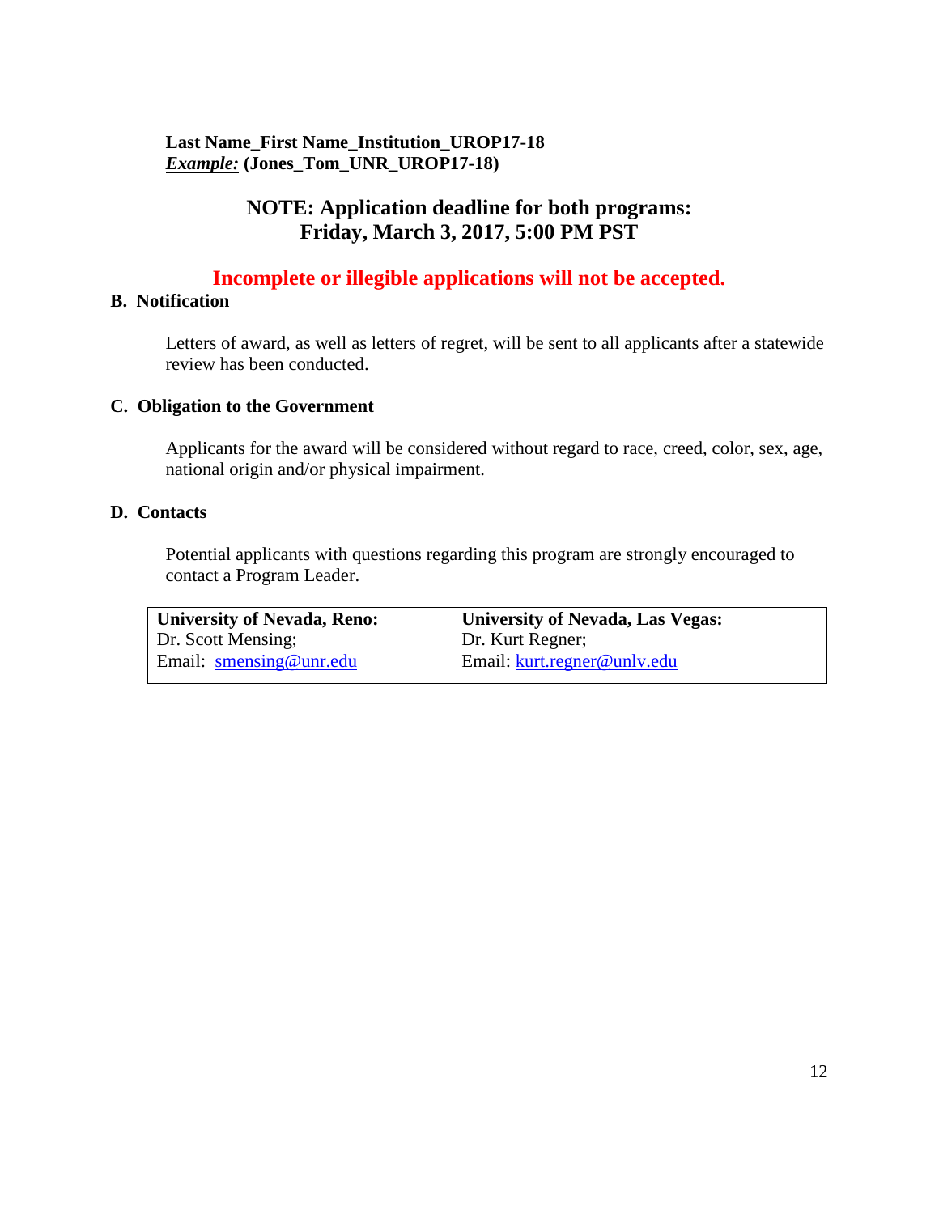**Last Name_First Name_Institution_UROP17-18**
***Example:*** **(Jones_Tom_UNR_UROP17-18)**

**NOTE: Application deadline for both programs:**
**Friday, March 3, 2017, 5:00 PM PST**

**Incomplete or illegible applications will not be accepted.**

### B. Notification

Letters of award, as well as letters of regret, will be sent to all applicants after a statewide review has been conducted.

### C. Obligation to the Government

Applicants for the award will be considered without regard to race, creed, color, sex, age, national origin and/or physical impairment.

### D. Contacts

Potential applicants with questions regarding this program are strongly encouraged to contact a Program Leader.

| **University of Nevada, Reno:** | **University of Nevada, Las Vegas:** |
|---|---|
| Dr. Scott Mensing; | Dr. Kurt Regner; |
| Email: smensing@unr.edu | Email: kurt.regner@unlv.edu |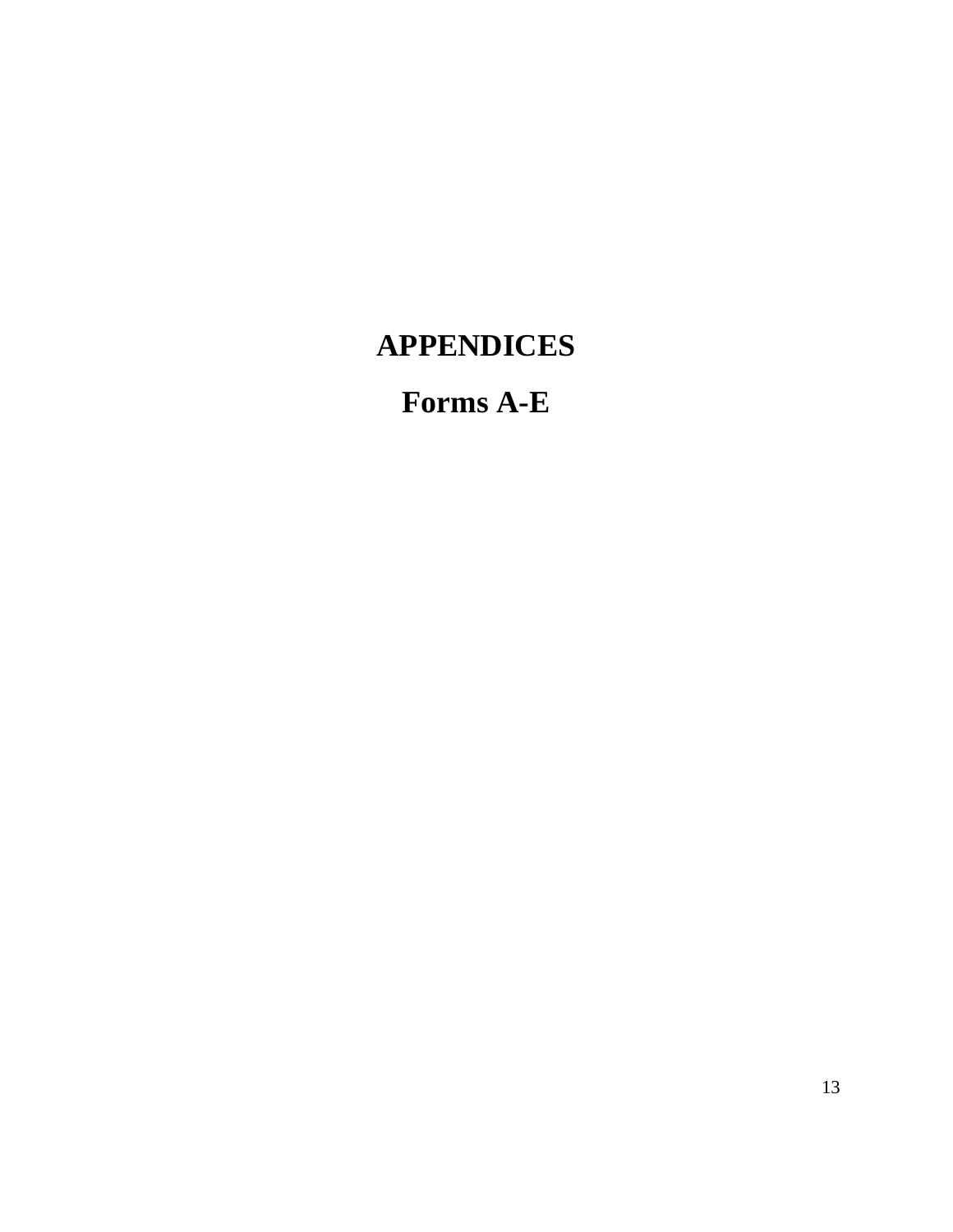# APPENDICES

## Forms A-E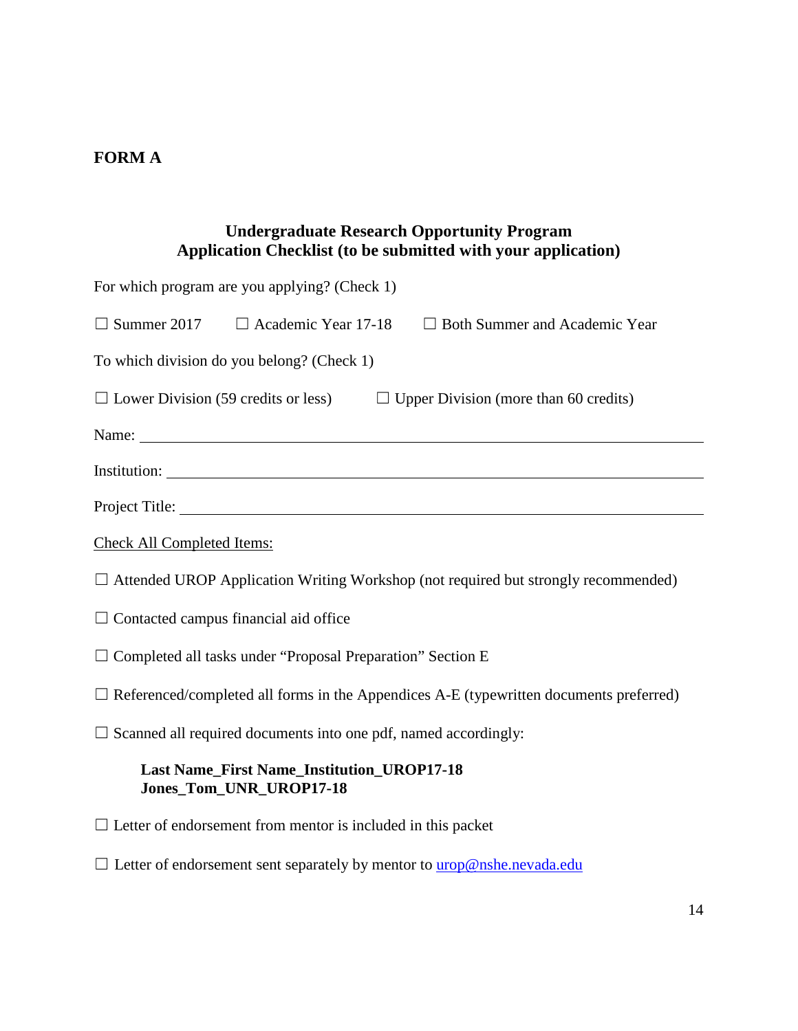**FORM A**

## Undergraduate Research Opportunity Program
## Application Checklist (to be submitted with your application)

For which program are you applying? (Check 1)

☐ Summer 2017 ☐ Academic Year 17-18 ☐ Both Summer and Academic Year

To which division do you belong? (Check 1)

☐ Lower Division (59 credits or less) ☐ Upper Division (more than 60 credits)

Name: ______________________________________________

Institution: ______________________________________________

Project Title: ______________________________________________

Check All Completed Items:

☐ Attended UROP Application Writing Workshop (not required but strongly recommended)

☐ Contacted campus financial aid office

☐ Completed all tasks under "Proposal Preparation" Section E

☐ Referenced/completed all forms in the Appendices A-E (typewritten documents preferred)

☐ Scanned all required documents into one pdf, named accordingly:

> **Last Name_First Name_Institution_UROP17-18**
> **Jones_Tom_UNR_UROP17-18**

☐ Letter of endorsement from mentor is included in this packet

☐ Letter of endorsement sent separately by mentor to urop@nshe.nevada.edu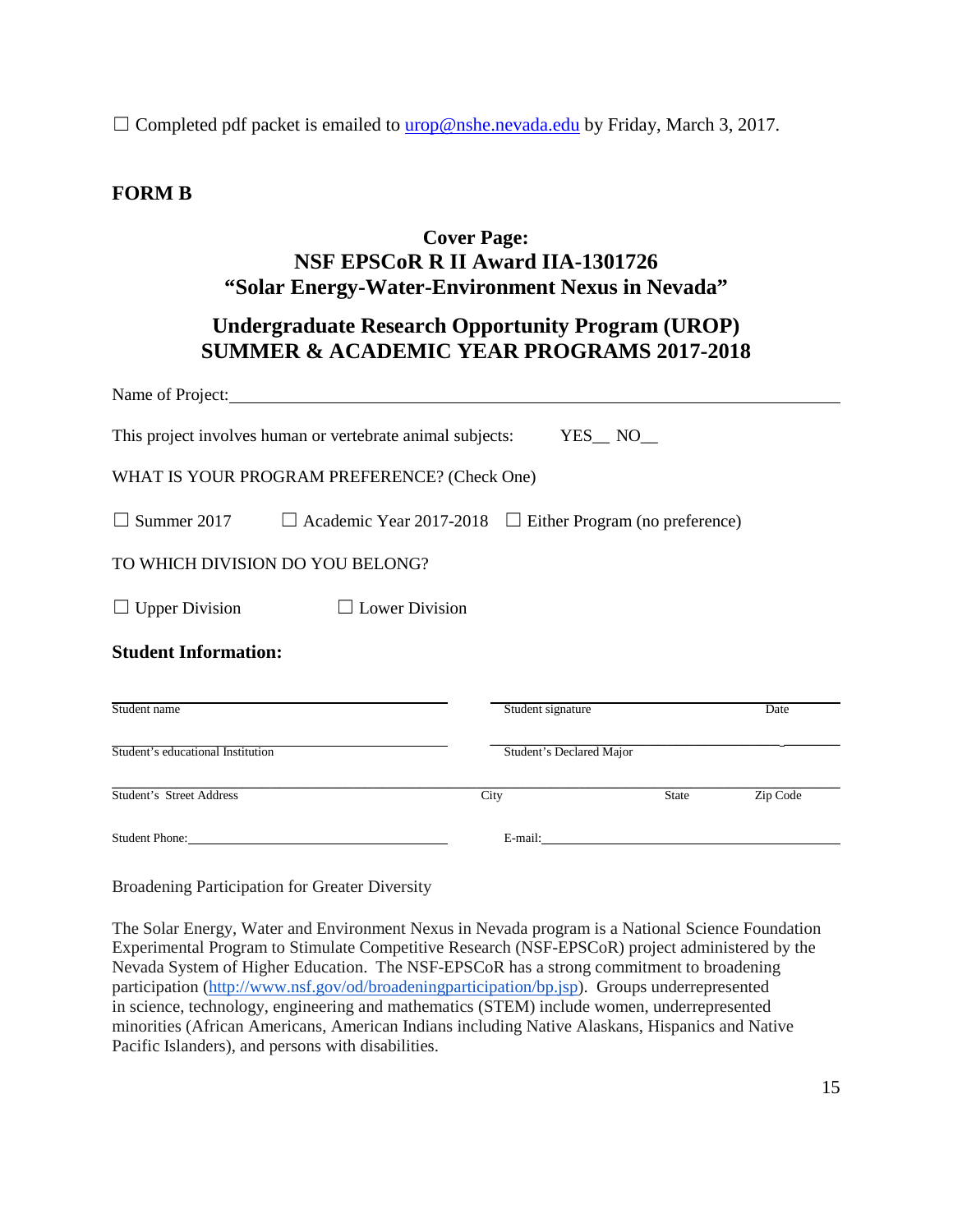☐ Completed pdf packet is emailed to urop@nshe.nevada.edu by Friday, March 3, 2017.

**FORM B**

## Cover Page:
## NSF EPSCoR R II Award IIA-1301726
## "Solar Energy-Water-Environment Nexus in Nevada"

## Undergraduate Research Opportunity Program (UROP)
## SUMMER & ACADEMIC YEAR PROGRAMS 2017-2018

Name of Project:\_\_\_\_\_\_\_\_\_\_\_\_\_\_\_\_\_\_\_\_\_\_\_\_\_\_\_\_\_\_\_\_\_\_\_\_\_\_\_\_\_\_\_\_\_\_\_\_\_\_\_\_\_\_\_\_\_\_\_\_\_\_

This project involves human or vertebrate animal subjects: YES\_\_ NO\_\_

WHAT IS YOUR PROGRAM PREFERENCE? (Check One)

☐ Summer 2017 ☐ Academic Year 2017-2018 ☐ Either Program (no preference)

TO WHICH DIVISION DO YOU BELONG?

☐ Upper Division ☐ Lower Division

**Student Information:**

\_\_\_\_\_\_\_\_\_\_\_\_\_\_\_\_\_\_\_\_\_\_\_\_\_\_\_\_\_\_\_\_ \_\_\_\_\_\_\_\_\_\_\_\_\_\_\_\_\_\_\_\_\_\_\_\_\_\_\_\_\_\_\_\_\_\_\_\_
Student name Student signature Date

\_\_\_\_\_\_\_\_\_\_\_\_\_\_\_\_\_\_\_\_\_\_\_\_\_\_\_\_\_\_\_\_ \_\_\_\_\_\_\_\_\_\_\_\_\_\_\_\_\_\_\_\_\_\_\_\_\_\_\_\_\_\_\_\_\_\_\_\_
Student's educational Institution Student's Declared Major

\_\_\_\_\_\_\_\_\_\_\_\_\_\_\_\_\_\_\_\_\_\_\_\_\_\_\_\_\_\_\_\_\_\_\_\_\_\_\_\_\_\_\_\_\_\_\_\_\_\_\_\_\_\_\_\_\_\_\_\_\_\_\_\_\_\_\_\_\_\_
Student's Street Address City State Zip Code

Student Phone:\_\_\_\_\_\_\_\_\_\_\_\_\_\_\_\_\_\_\_\_\_\_\_\_\_\_\_\_ E-mail:\_\_\_\_\_\_\_\_\_\_\_\_\_\_\_\_\_\_\_\_\_\_\_\_\_\_\_\_\_\_\_\_

Broadening Participation for Greater Diversity

The Solar Energy, Water and Environment Nexus in Nevada program is a National Science Foundation Experimental Program to Stimulate Competitive Research (NSF-EPSCoR) project administered by the Nevada System of Higher Education. The NSF-EPSCoR has a strong commitment to broadening participation (http://www.nsf.gov/od/broadeningparticipation/bp.jsp). Groups underrepresented in science, technology, engineering and mathematics (STEM) include women, underrepresented minorities (African Americans, American Indians including Native Alaskans, Hispanics and Native Pacific Islanders), and persons with disabilities.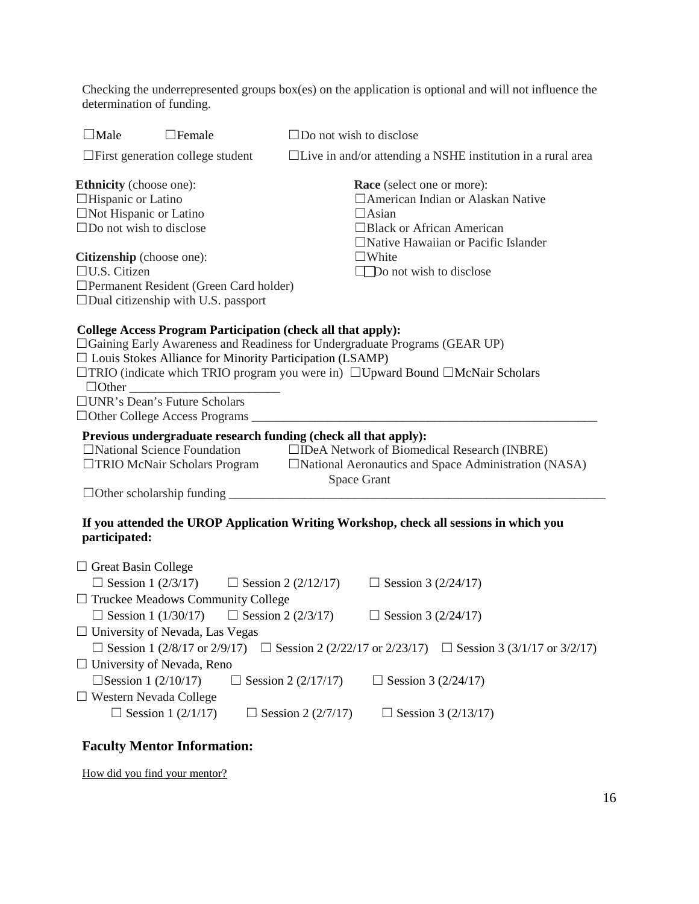Checking the underrepresented groups box(es) on the application is optional and will not influence the determination of funding.

☐Male ☐Female ☐Do not wish to disclose

☐First generation college student ☐Live in and/or attending a NSHE institution in a rural area

**Ethnicity** (choose one):
☐Hispanic or Latino
☐Not Hispanic or Latino
☐Do not wish to disclose

**Race** (select one or more):
☐American Indian or Alaskan Native
☐Asian
☐Black or African American
☐Native Hawaiian or Pacific Islander
☐White
☐Do not wish to disclose

**Citizenship** (choose one):
☐U.S. Citizen
☐Permanent Resident (Green Card holder)
☐Dual citizenship with U.S. passport

**College Access Program Participation (check all that apply):**
☐Gaining Early Awareness and Readiness for Undergraduate Programs (GEAR UP)
☐ Louis Stokes Alliance for Minority Participation (LSAMP)
☐TRIO (indicate which TRIO program you were in) ☐Upward Bound ☐McNair Scholars
☐Other ________________________
☐UNR's Dean's Future Scholars
☐Other College Access Programs ________________________________________________________

**Previous undergraduate research funding (check all that apply):**
☐National Science Foundation ☐IDeA Network of Biomedical Research (INBRE)
☐TRIO McNair Scholars Program ☐National Aeronautics and Space Administration (NASA) Space Grant
☐Other scholarship funding ______________________________________________________________

**If you attended the UROP Application Writing Workshop, check all sessions in which you participated:**

☐ Great Basin College
☐ Session 1 (2/3/17) ☐ Session 2 (2/12/17) ☐ Session 3 (2/24/17)
☐ Truckee Meadows Community College
☐ Session 1 (1/30/17) ☐ Session 2 (2/3/17) ☐ Session 3 (2/24/17)
☐ University of Nevada, Las Vegas
☐ Session 1 (2/8/17 or 2/9/17) ☐ Session 2 (2/22/17 or 2/23/17) ☐ Session 3 (3/1/17 or 3/2/17)
☐ University of Nevada, Reno
☐Session 1 (2/10/17) ☐ Session 2 (2/17/17) ☐ Session 3 (2/24/17)
☐ Western Nevada College
☐ Session 1 (2/1/17) ☐ Session 2 (2/7/17) ☐ Session 3 (2/13/17)

## Faculty Mentor Information:

How did you find your mentor?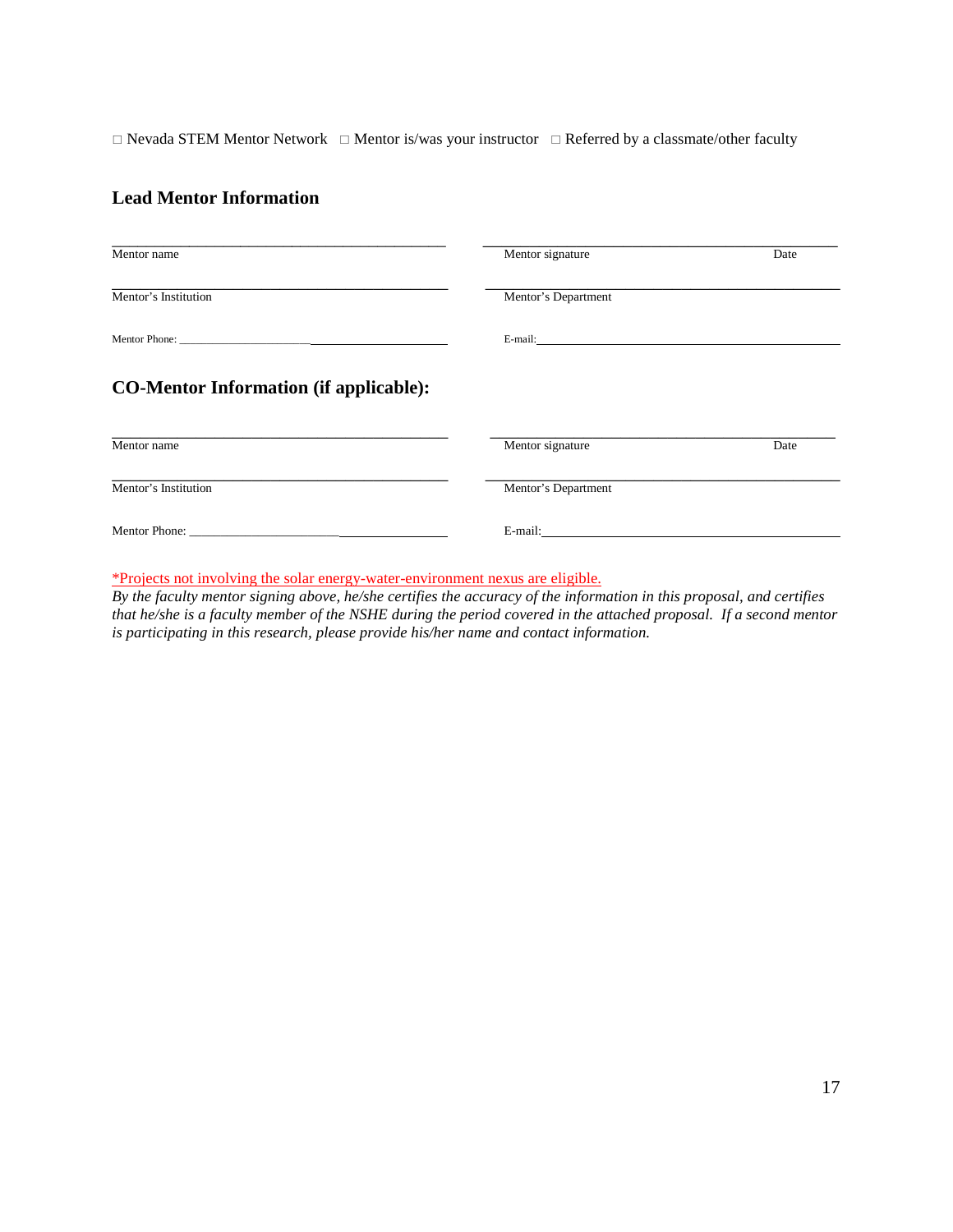□ Nevada STEM Mentor Network □ Mentor is/was your instructor □ Referred by a classmate/other faculty

## Lead Mentor Information

| | |
|---|---|
| Mentor name ______________________ | Mentor signature ______________________ Date ________ |
| Mentor's Institution ______________________ | Mentor's Department ______________________ |
| Mentor Phone: ______________________ | E-mail: ______________________ |

## CO-Mentor Information (if applicable):

| | |
|---|---|
| Mentor name ______________________ | Mentor signature ______________________ Date ________ |
| Mentor's Institution ______________________ | Mentor's Department ______________________ |
| Mentor Phone: ______________________ | E-mail: ______________________ |

*Projects not involving the solar energy-water-environment nexus are eligible.

*By the faculty mentor signing above, he/she certifies the accuracy of the information in this proposal, and certifies that he/she is a faculty member of the NSHE during the period covered in the attached proposal. If a second mentor is participating in this research, please provide his/her name and contact information.*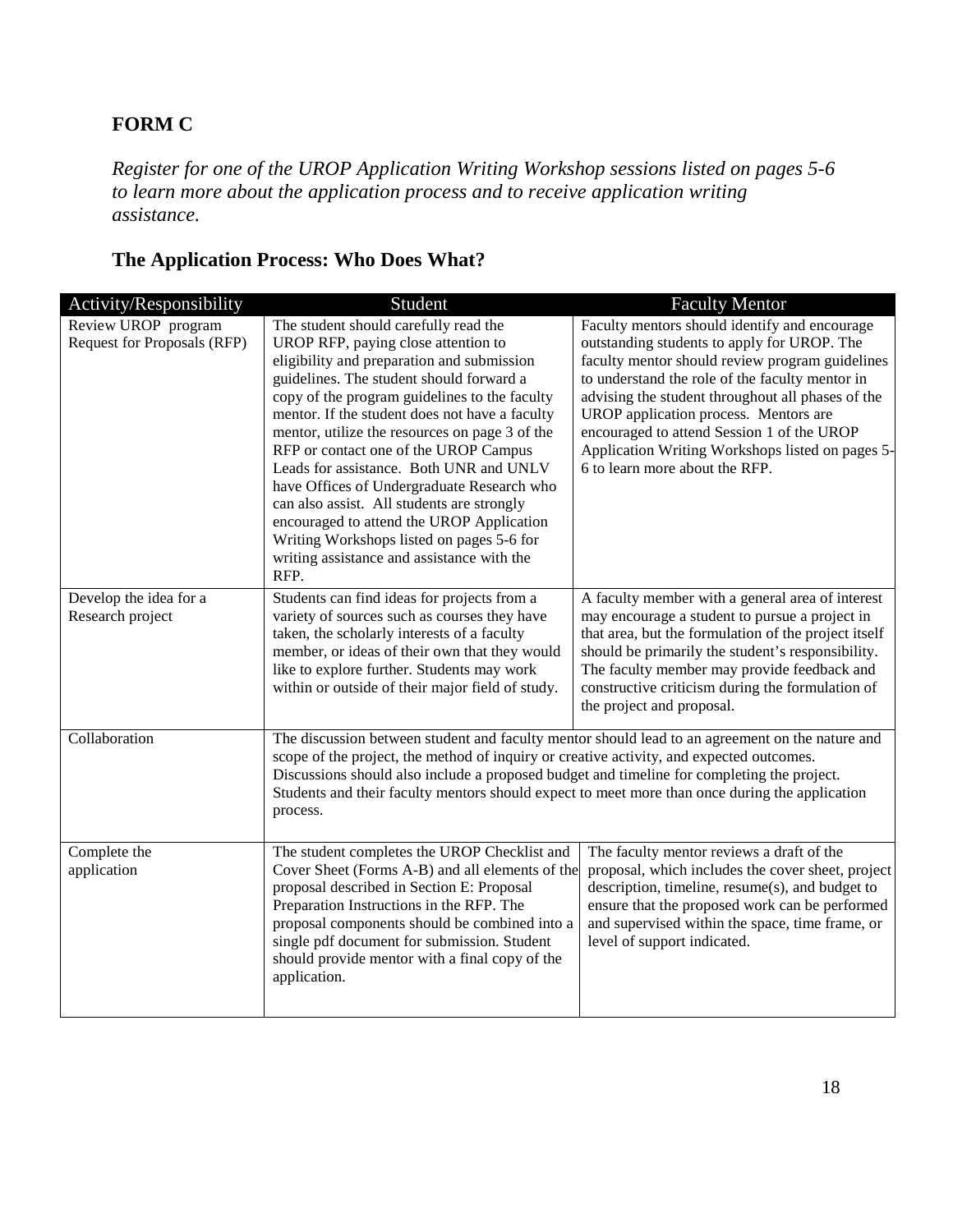## FORM C

*Register for one of the UROP Application Writing Workshop sessions listed on pages 5-6 to learn more about the application process and to receive application writing assistance.*

## The Application Process: Who Does What?

| Activity/Responsibility | Student | Faculty Mentor |
|---|---|---|
| Review UROP program Request for Proposals (RFP) | The student should carefully read the UROP RFP, paying close attention to eligibility and preparation and submission guidelines. The student should forward a copy of the program guidelines to the faculty mentor. If the student does not have a faculty mentor, utilize the resources on page 3 of the RFP or contact one of the UROP Campus Leads for assistance. Both UNR and UNLV have Offices of Undergraduate Research who can also assist. All students are strongly encouraged to attend the UROP Application Writing Workshops listed on pages 5-6 for writing assistance and assistance with the RFP. | Faculty mentors should identify and encourage outstanding students to apply for UROP. The faculty mentor should review program guidelines to understand the role of the faculty mentor in advising the student throughout all phases of the UROP application process. Mentors are encouraged to attend Session 1 of the UROP Application Writing Workshops listed on pages 5-6 to learn more about the RFP. |
| Develop the idea for a Research project | Students can find ideas for projects from a variety of sources such as courses they have taken, the scholarly interests of a faculty member, or ideas of their own that they would like to explore further. Students may work within or outside of their major field of study. | A faculty member with a general area of interest may encourage a student to pursue a project in that area, but the formulation of the project itself should be primarily the student's responsibility. The faculty member may provide feedback and constructive criticism during the formulation of the project and proposal. |
| Collaboration | The discussion between student and faculty mentor should lead to an agreement on the nature and scope of the project, the method of inquiry or creative activity, and expected outcomes. Discussions should also include a proposed budget and timeline for completing the project. Students and their faculty mentors should expect to meet more than once during the application process. | |
| Complete the application | The student completes the UROP Checklist and Cover Sheet (Forms A-B) and all elements of the proposal described in Section E: Proposal Preparation Instructions in the RFP. The proposal components should be combined into a single pdf document for submission. Student should provide mentor with a final copy of the application. | The faculty mentor reviews a draft of the proposal, which includes the cover sheet, project description, timeline, resume(s), and budget to ensure that the proposed work can be performed and supervised within the space, time frame, or level of support indicated. |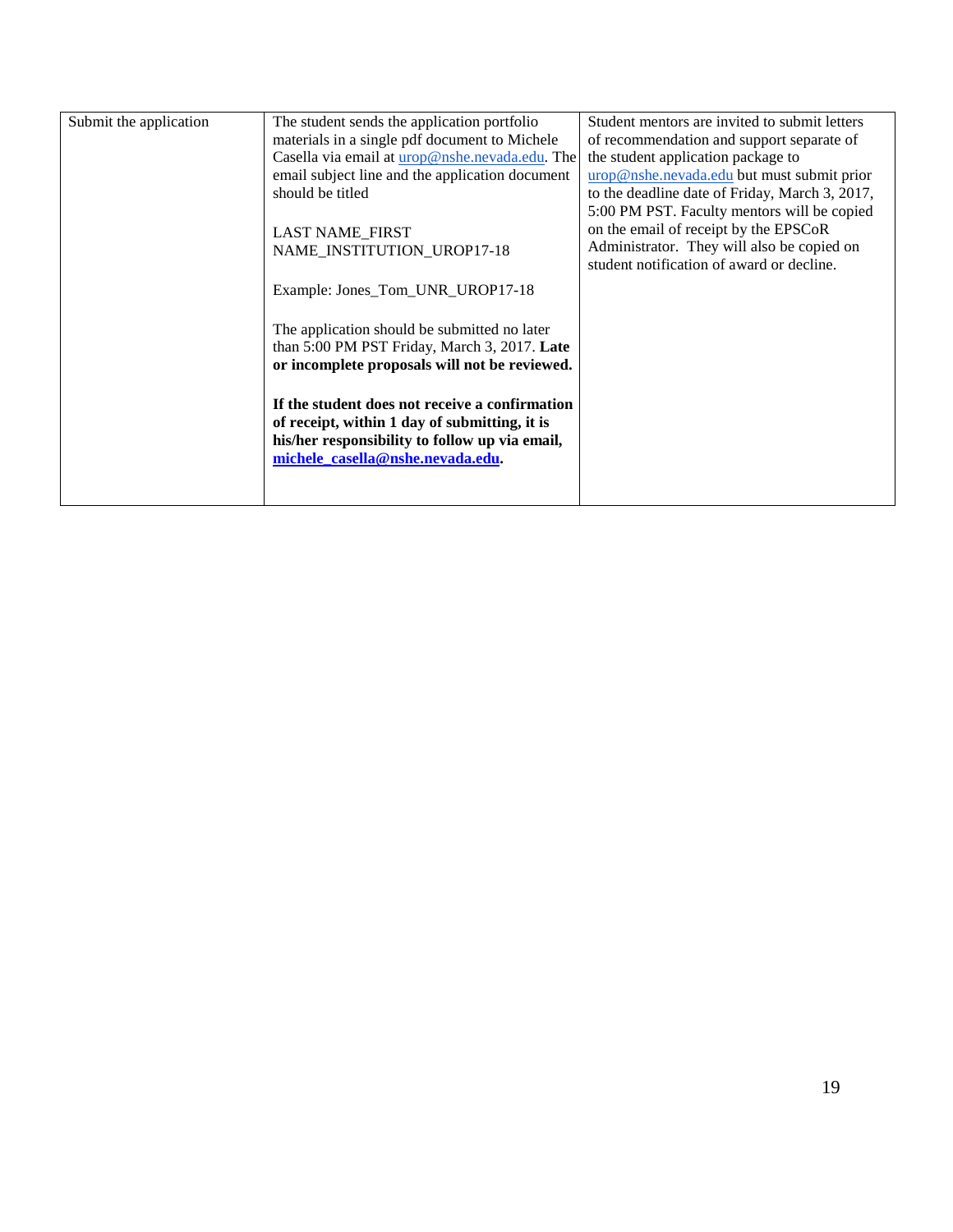| Submit the application | The student sends the application portfolio materials in a single pdf document to Michele Casella via email at urop@nshe.nevada.edu. The email subject line and the application document should be titled<br><br>LAST NAME_FIRST NAME_INSTITUTION_UROP17-18<br><br>Example: Jones_Tom_UNR_UROP17-18<br><br>The application should be submitted no later than 5:00 PM PST Friday, March 3, 2017. **Late or incomplete proposals will not be reviewed.**<br><br>**If the student does not receive a confirmation of receipt, within 1 day of submitting, it is his/her responsibility to follow up via email, michele_casella@nshe.nevada.edu.** | Student mentors are invited to submit letters of recommendation and support separate of the student application package to urop@nshe.nevada.edu but must submit prior to the deadline date of Friday, March 3, 2017, 5:00 PM PST. Faculty mentors will be copied on the email of receipt by the EPSCoR Administrator. They will also be copied on student notification of award or decline. |
|---|---|---|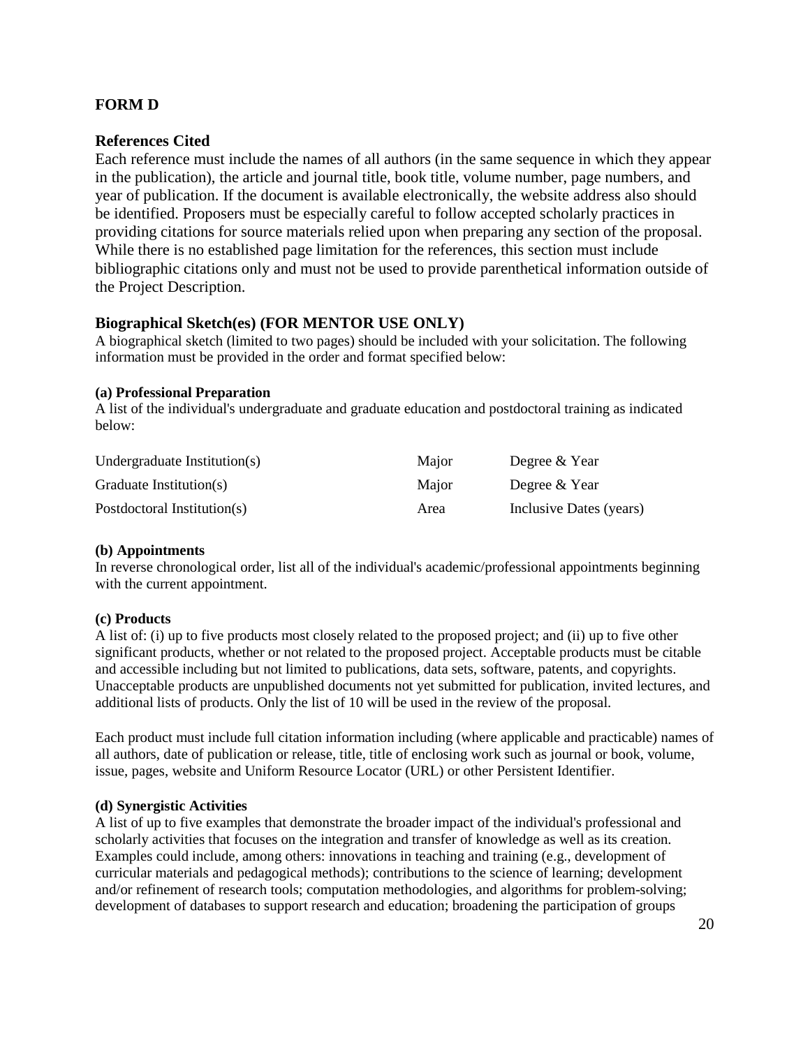## FORM D

### References Cited

Each reference must include the names of all authors (in the same sequence in which they appear in the publication), the article and journal title, book title, volume number, page numbers, and year of publication. If the document is available electronically, the website address also should be identified. Proposers must be especially careful to follow accepted scholarly practices in providing citations for source materials relied upon when preparing any section of the proposal. While there is no established page limitation for the references, this section must include bibliographic citations only and must not be used to provide parenthetical information outside of the Project Description.

### Biographical Sketch(es) (FOR MENTOR USE ONLY)

A biographical sketch (limited to two pages) should be included with your solicitation. The following information must be provided in the order and format specified below:

**(a) Professional Preparation**

A list of the individual's undergraduate and graduate education and postdoctoral training as indicated below:

| | | |
|---|---|---|
| Undergraduate Institution(s) | Major | Degree & Year |
| Graduate Institution(s) | Major | Degree & Year |
| Postdoctoral Institution(s) | Area | Inclusive Dates (years) |

**(b) Appointments**

In reverse chronological order, list all of the individual's academic/professional appointments beginning with the current appointment.

**(c) Products**

A list of: (i) up to five products most closely related to the proposed project; and (ii) up to five other significant products, whether or not related to the proposed project. Acceptable products must be citable and accessible including but not limited to publications, data sets, software, patents, and copyrights. Unacceptable products are unpublished documents not yet submitted for publication, invited lectures, and additional lists of products. Only the list of 10 will be used in the review of the proposal.

Each product must include full citation information including (where applicable and practicable) names of all authors, date of publication or release, title, title of enclosing work such as journal or book, volume, issue, pages, website and Uniform Resource Locator (URL) or other Persistent Identifier.

**(d) Synergistic Activities**

A list of up to five examples that demonstrate the broader impact of the individual's professional and scholarly activities that focuses on the integration and transfer of knowledge as well as its creation. Examples could include, among others: innovations in teaching and training (e.g., development of curricular materials and pedagogical methods); contributions to the science of learning; development and/or refinement of research tools; computation methodologies, and algorithms for problem-solving; development of databases to support research and education; broadening the participation of groups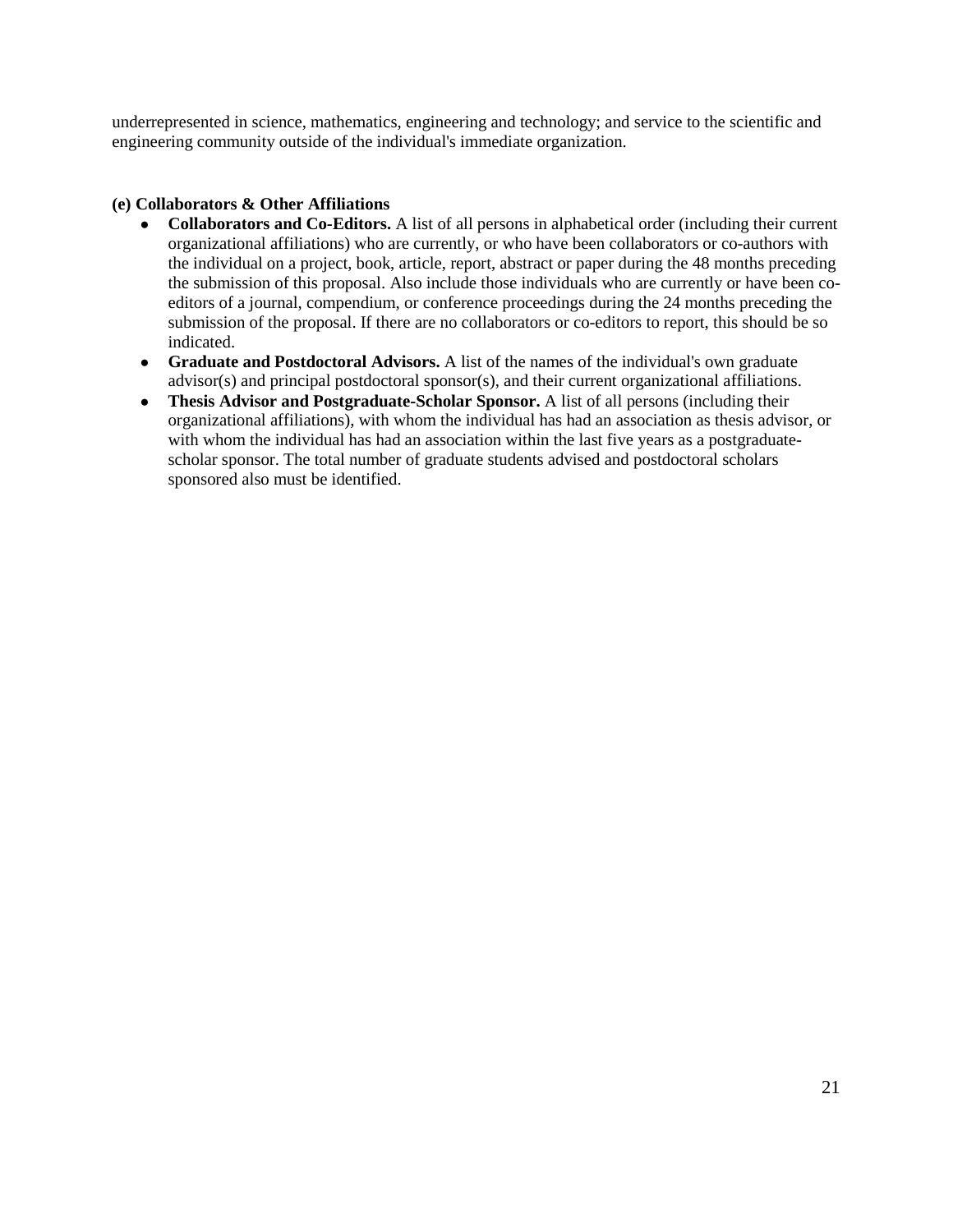underrepresented in science, mathematics, engineering and technology; and service to the scientific and engineering community outside of the individual's immediate organization.

**(e) Collaborators & Other Affiliations**

- **Collaborators and Co-Editors.** A list of all persons in alphabetical order (including their current organizational affiliations) who are currently, or who have been collaborators or co-authors with the individual on a project, book, article, report, abstract or paper during the 48 months preceding the submission of this proposal. Also include those individuals who are currently or have been co-editors of a journal, compendium, or conference proceedings during the 24 months preceding the submission of the proposal. If there are no collaborators or co-editors to report, this should be so indicated.
- **Graduate and Postdoctoral Advisors.** A list of the names of the individual's own graduate advisor(s) and principal postdoctoral sponsor(s), and their current organizational affiliations.
- **Thesis Advisor and Postgraduate-Scholar Sponsor.** A list of all persons (including their organizational affiliations), with whom the individual has had an association as thesis advisor, or with whom the individual has had an association within the last five years as a postgraduate-scholar sponsor. The total number of graduate students advised and postdoctoral scholars sponsored also must be identified.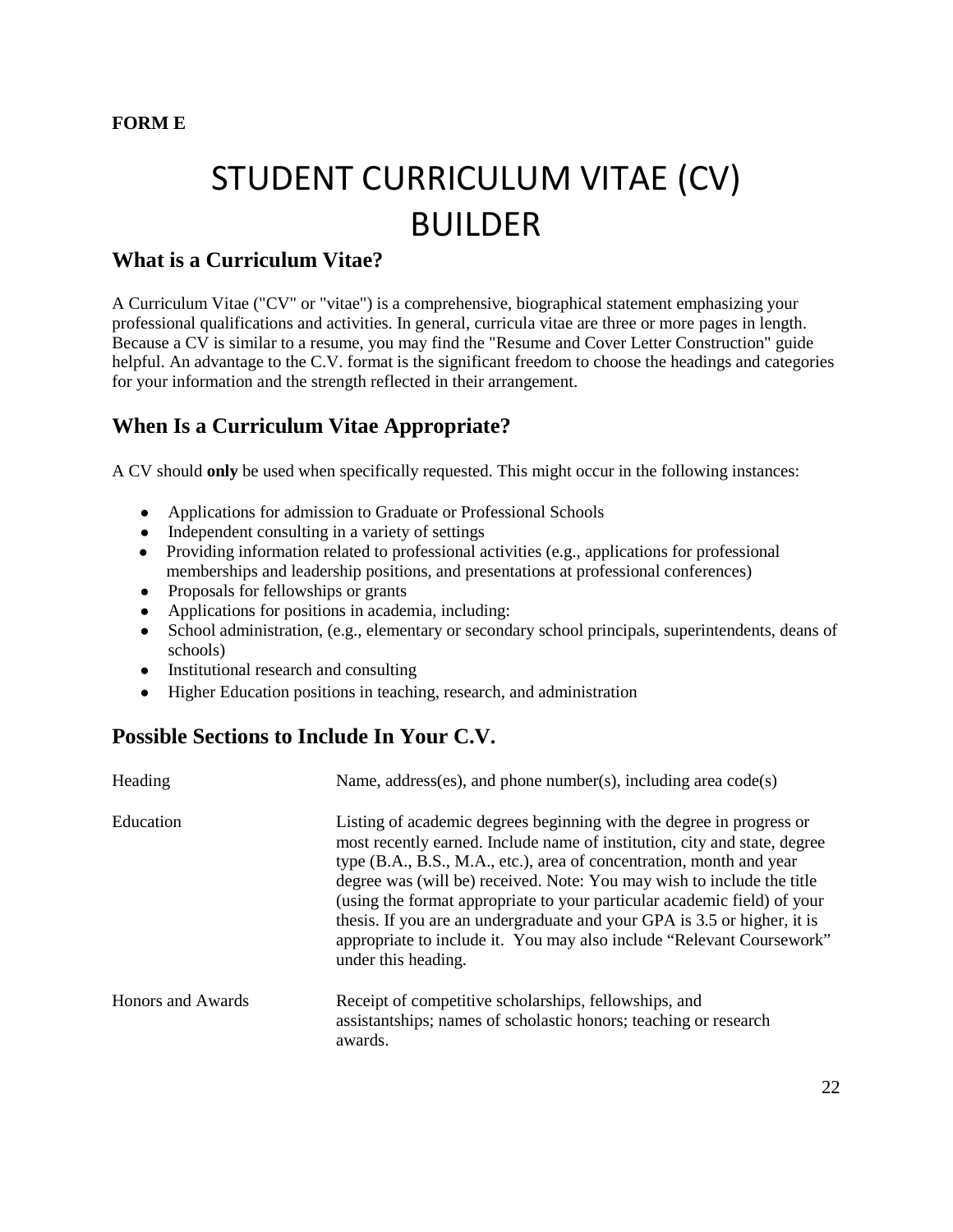**FORM E**

# STUDENT CURRICULUM VITAE (CV) BUILDER

## What is a Curriculum Vitae?

A Curriculum Vitae ("CV" or "vitae") is a comprehensive, biographical statement emphasizing your professional qualifications and activities. In general, curricula vitae are three or more pages in length. Because a CV is similar to a resume, you may find the "Resume and Cover Letter Construction" guide helpful. An advantage to the C.V. format is the significant freedom to choose the headings and categories for your information and the strength reflected in their arrangement.

## When Is a Curriculum Vitae Appropriate?

A CV should **only** be used when specifically requested. This might occur in the following instances:

- Applications for admission to Graduate or Professional Schools
- Independent consulting in a variety of settings
- Providing information related to professional activities (e.g., applications for professional memberships and leadership positions, and presentations at professional conferences)
- Proposals for fellowships or grants
- Applications for positions in academia, including:
- School administration, (e.g., elementary or secondary school principals, superintendents, deans of schools)
- Institutional research and consulting
- Higher Education positions in teaching, research, and administration

## Possible Sections to Include In Your C.V.

| | |
|---|---|
| Heading | Name, address(es), and phone number(s), including area code(s) |
| Education | Listing of academic degrees beginning with the degree in progress or most recently earned. Include name of institution, city and state, degree type (B.A., B.S., M.A., etc.), area of concentration, month and year degree was (will be) received. Note: You may wish to include the title (using the format appropriate to your particular academic field) of your thesis. If you are an undergraduate and your GPA is 3.5 or higher, it is appropriate to include it. You may also include "Relevant Coursework" under this heading. |
| Honors and Awards | Receipt of competitive scholarships, fellowships, and assistantships; names of scholastic honors; teaching or research awards. |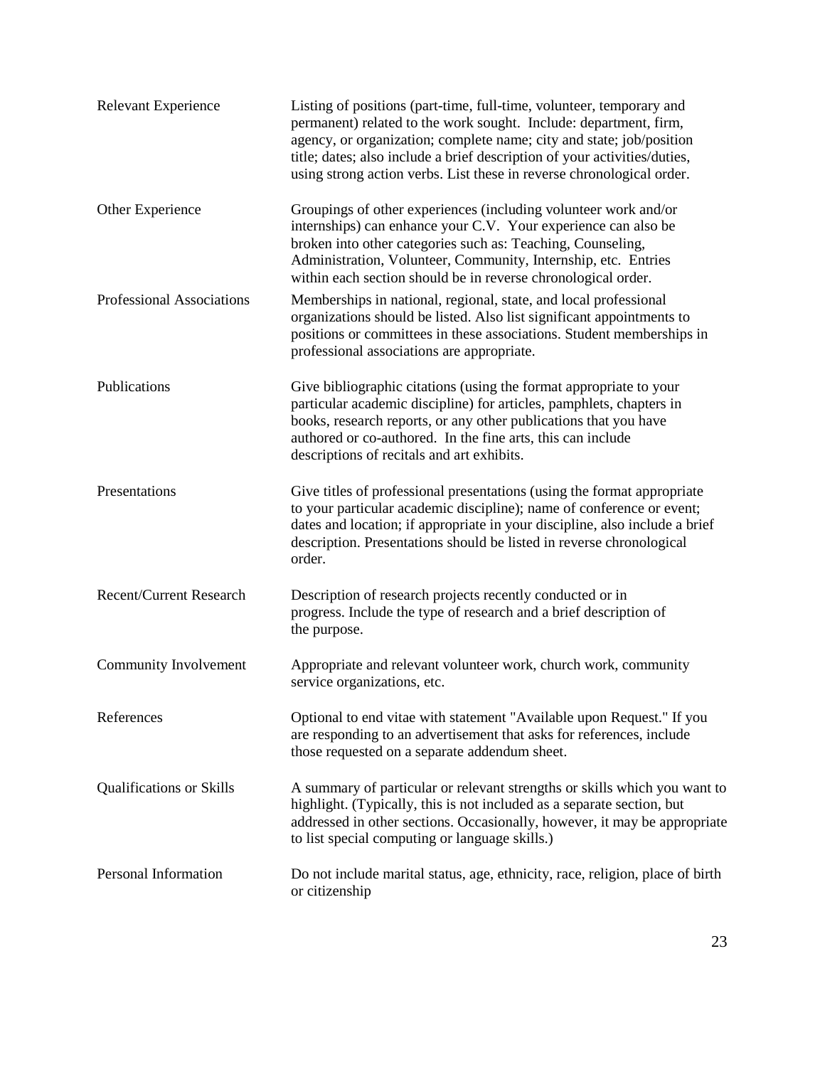| | |
|---|---|
| Relevant Experience | Listing of positions (part-time, full-time, volunteer, temporary and permanent) related to the work sought. Include: department, firm, agency, or organization; complete name; city and state; job/position title; dates; also include a brief description of your activities/duties, using strong action verbs. List these in reverse chronological order. |
| Other Experience | Groupings of other experiences (including volunteer work and/or internships) can enhance your C.V. Your experience can also be broken into other categories such as: Teaching, Counseling, Administration, Volunteer, Community, Internship, etc. Entries within each section should be in reverse chronological order. |
| Professional Associations | Memberships in national, regional, state, and local professional organizations should be listed. Also list significant appointments to positions or committees in these associations. Student memberships in professional associations are appropriate. |
| Publications | Give bibliographic citations (using the format appropriate to your particular academic discipline) for articles, pamphlets, chapters in books, research reports, or any other publications that you have authored or co-authored. In the fine arts, this can include descriptions of recitals and art exhibits. |
| Presentations | Give titles of professional presentations (using the format appropriate to your particular academic discipline); name of conference or event; dates and location; if appropriate in your discipline, also include a brief description. Presentations should be listed in reverse chronological order. |
| Recent/Current Research | Description of research projects recently conducted or in progress. Include the type of research and a brief description of the purpose. |
| Community Involvement | Appropriate and relevant volunteer work, church work, community service organizations, etc. |
| References | Optional to end vitae with statement "Available upon Request." If you are responding to an advertisement that asks for references, include those requested on a separate addendum sheet. |
| Qualifications or Skills | A summary of particular or relevant strengths or skills which you want to highlight. (Typically, this is not included as a separate section, but addressed in other sections. Occasionally, however, it may be appropriate to list special computing or language skills.) |
| Personal Information | Do not include marital status, age, ethnicity, race, religion, place of birth or citizenship |